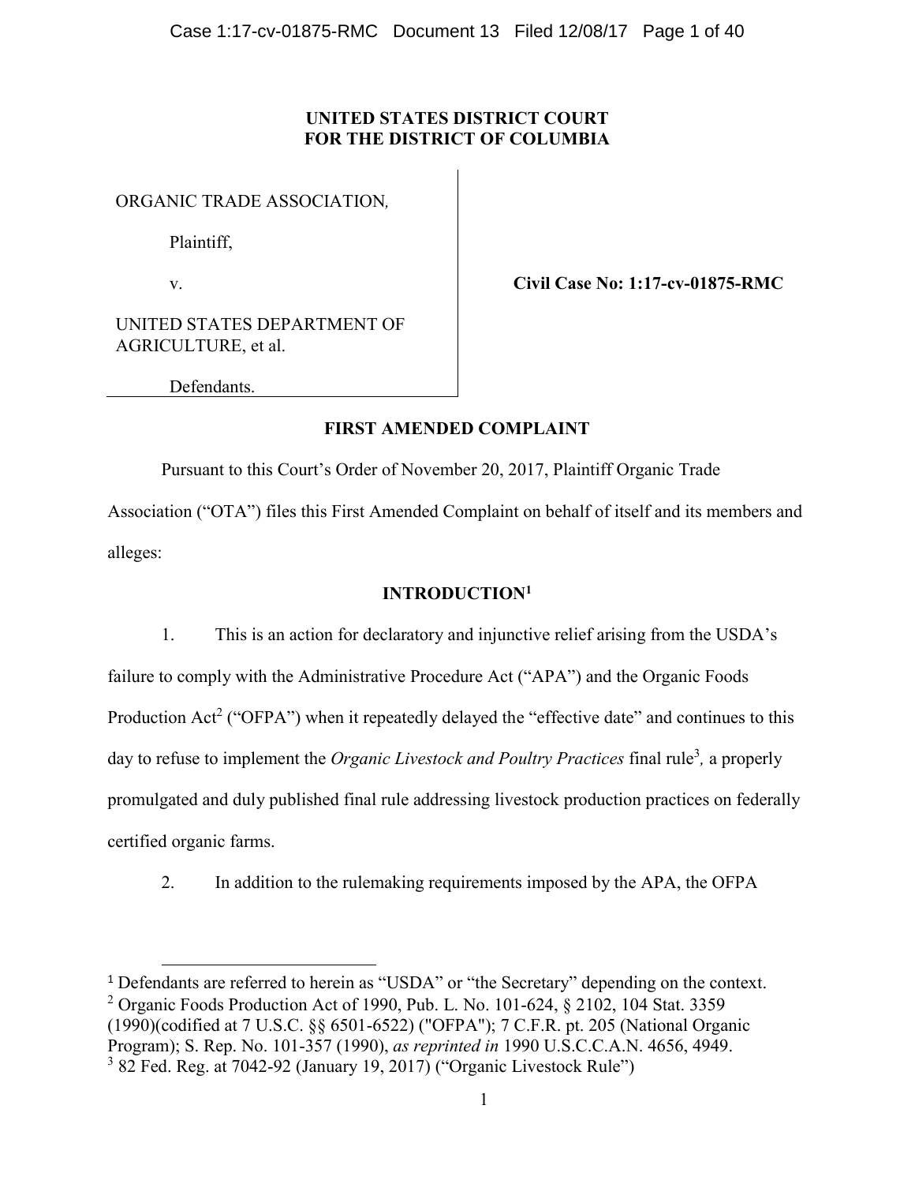**UNITED STATES DISTRICT COURT**
**FOR THE DISTRICT OF COLUMBIA**

| | |
|---|---|
| ORGANIC TRADE ASSOCIATION, Plaintiff, v. UNITED STATES DEPARTMENT OF AGRICULTURE, et al. Defendants. | **Civil Case No: 1:17-cv-01875-RMC** |

## FIRST AMENDED COMPLAINT

Pursuant to this Court's Order of November 20, 2017, Plaintiff Organic Trade Association ("OTA") files this First Amended Complaint on behalf of itself and its members and alleges:

## INTRODUCTION[1]

1. This is an action for declaratory and injunctive relief arising from the USDA's failure to comply with the Administrative Procedure Act ("APA") and the Organic Foods Production Act[2] ("OFPA") when it repeatedly delayed the "effective date" and continues to this day to refuse to implement the *Organic Livestock and Poultry Practices* final rule[3], a properly promulgated and duly published final rule addressing livestock production practices on federally certified organic farms.

2. In addition to the rulemaking requirements imposed by the APA, the OFPA

---

[1] Defendants are referred to herein as "USDA" or "the Secretary" depending on the context.

[2] Organic Foods Production Act of 1990, Pub. L. No. 101-624, § 2102, 104 Stat. 3359 (1990)(codified at 7 U.S.C. §§ 6501-6522) ("OFPA"); 7 C.F.R. pt. 205 (National Organic Program); S. Rep. No. 101-357 (1990), *as reprinted in* 1990 U.S.C.C.A.N. 4656, 4949.

[3] 82 Fed. Reg. at 7042-92 (January 19, 2017) ("Organic Livestock Rule")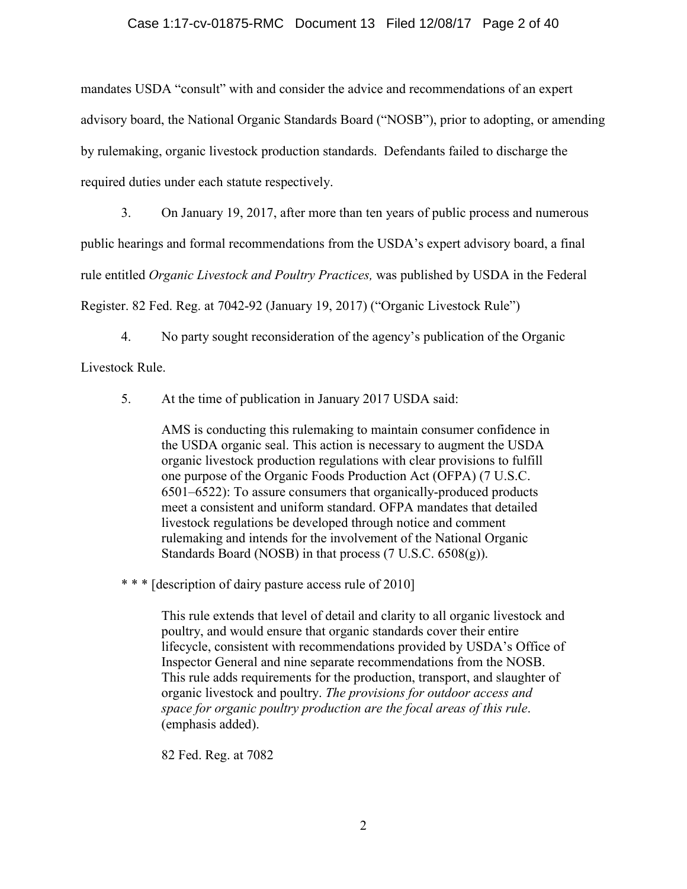mandates USDA "consult" with and consider the advice and recommendations of an expert advisory board, the National Organic Standards Board ("NOSB"), prior to adopting, or amending by rulemaking, organic livestock production standards. Defendants failed to discharge the required duties under each statute respectively.

3. On January 19, 2017, after more than ten years of public process and numerous public hearings and formal recommendations from the USDA's expert advisory board, a final rule entitled *Organic Livestock and Poultry Practices,* was published by USDA in the Federal Register. 82 Fed. Reg. at 7042-92 (January 19, 2017) ("Organic Livestock Rule")

4. No party sought reconsideration of the agency's publication of the Organic Livestock Rule.

5. At the time of publication in January 2017 USDA said:

> AMS is conducting this rulemaking to maintain consumer confidence in the USDA organic seal. This action is necessary to augment the USDA organic livestock production regulations with clear provisions to fulfill one purpose of the Organic Foods Production Act (OFPA) (7 U.S.C. 6501–6522): To assure consumers that organically-produced products meet a consistent and uniform standard. OFPA mandates that detailed livestock regulations be developed through notice and comment rulemaking and intends for the involvement of the National Organic Standards Board (NOSB) in that process (7 U.S.C. 6508(g)).

* * * [description of dairy pasture access rule of 2010]

> This rule extends that level of detail and clarity to all organic livestock and poultry, and would ensure that organic standards cover their entire lifecycle, consistent with recommendations provided by USDA's Office of Inspector General and nine separate recommendations from the NOSB. This rule adds requirements for the production, transport, and slaughter of organic livestock and poultry. *The provisions for outdoor access and space for organic poultry production are the focal areas of this rule*. (emphasis added).
>
> 82 Fed. Reg. at 7082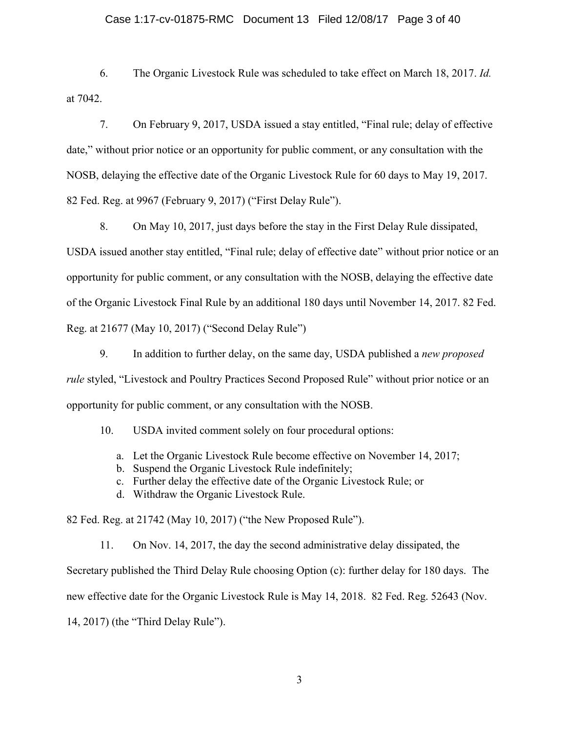6. The Organic Livestock Rule was scheduled to take effect on March 18, 2017. *Id.* at 7042.

7. On February 9, 2017, USDA issued a stay entitled, "Final rule; delay of effective date," without prior notice or an opportunity for public comment, or any consultation with the NOSB, delaying the effective date of the Organic Livestock Rule for 60 days to May 19, 2017. 82 Fed. Reg. at 9967 (February 9, 2017) ("First Delay Rule").

8. On May 10, 2017, just days before the stay in the First Delay Rule dissipated, USDA issued another stay entitled, "Final rule; delay of effective date" without prior notice or an opportunity for public comment, or any consultation with the NOSB, delaying the effective date of the Organic Livestock Final Rule by an additional 180 days until November 14, 2017. 82 Fed. Reg. at 21677 (May 10, 2017) ("Second Delay Rule")

9. In addition to further delay, on the same day, USDA published a *new proposed rule* styled, "Livestock and Poultry Practices Second Proposed Rule" without prior notice or an opportunity for public comment, or any consultation with the NOSB.

10. USDA invited comment solely on four procedural options:

a. Let the Organic Livestock Rule become effective on November 14, 2017;
b. Suspend the Organic Livestock Rule indefinitely;
c. Further delay the effective date of the Organic Livestock Rule; or
d. Withdraw the Organic Livestock Rule.

82 Fed. Reg. at 21742 (May 10, 2017) ("the New Proposed Rule").

11. On Nov. 14, 2017, the day the second administrative delay dissipated, the Secretary published the Third Delay Rule choosing Option (c): further delay for 180 days. The new effective date for the Organic Livestock Rule is May 14, 2018. 82 Fed. Reg. 52643 (Nov. 14, 2017) (the "Third Delay Rule").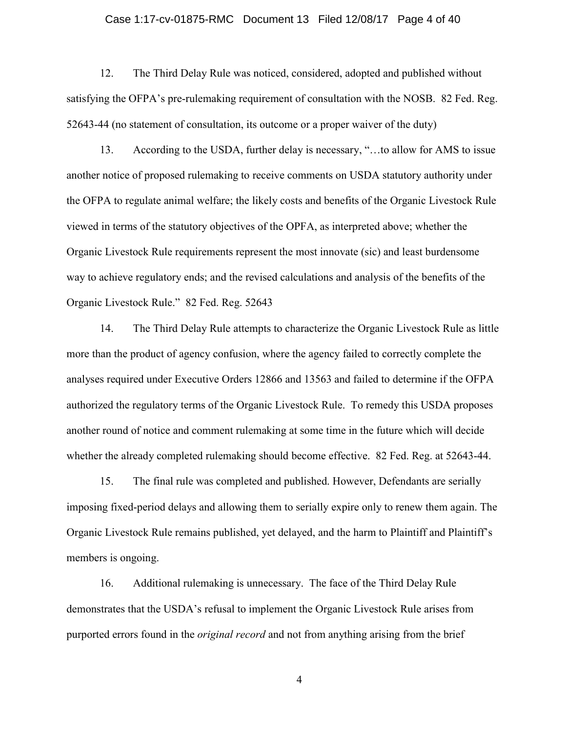12. The Third Delay Rule was noticed, considered, adopted and published without satisfying the OFPA's pre-rulemaking requirement of consultation with the NOSB. 82 Fed. Reg. 52643-44 (no statement of consultation, its outcome or a proper waiver of the duty)

13. According to the USDA, further delay is necessary, "…to allow for AMS to issue another notice of proposed rulemaking to receive comments on USDA statutory authority under the OFPA to regulate animal welfare; the likely costs and benefits of the Organic Livestock Rule viewed in terms of the statutory objectives of the OPFA, as interpreted above; whether the Organic Livestock Rule requirements represent the most innovate (sic) and least burdensome way to achieve regulatory ends; and the revised calculations and analysis of the benefits of the Organic Livestock Rule." 82 Fed. Reg. 52643

14. The Third Delay Rule attempts to characterize the Organic Livestock Rule as little more than the product of agency confusion, where the agency failed to correctly complete the analyses required under Executive Orders 12866 and 13563 and failed to determine if the OFPA authorized the regulatory terms of the Organic Livestock Rule. To remedy this USDA proposes another round of notice and comment rulemaking at some time in the future which will decide whether the already completed rulemaking should become effective. 82 Fed. Reg. at 52643-44.

15. The final rule was completed and published. However, Defendants are serially imposing fixed-period delays and allowing them to serially expire only to renew them again. The Organic Livestock Rule remains published, yet delayed, and the harm to Plaintiff and Plaintiff's members is ongoing.

16. Additional rulemaking is unnecessary. The face of the Third Delay Rule demonstrates that the USDA's refusal to implement the Organic Livestock Rule arises from purported errors found in the *original record* and not from anything arising from the brief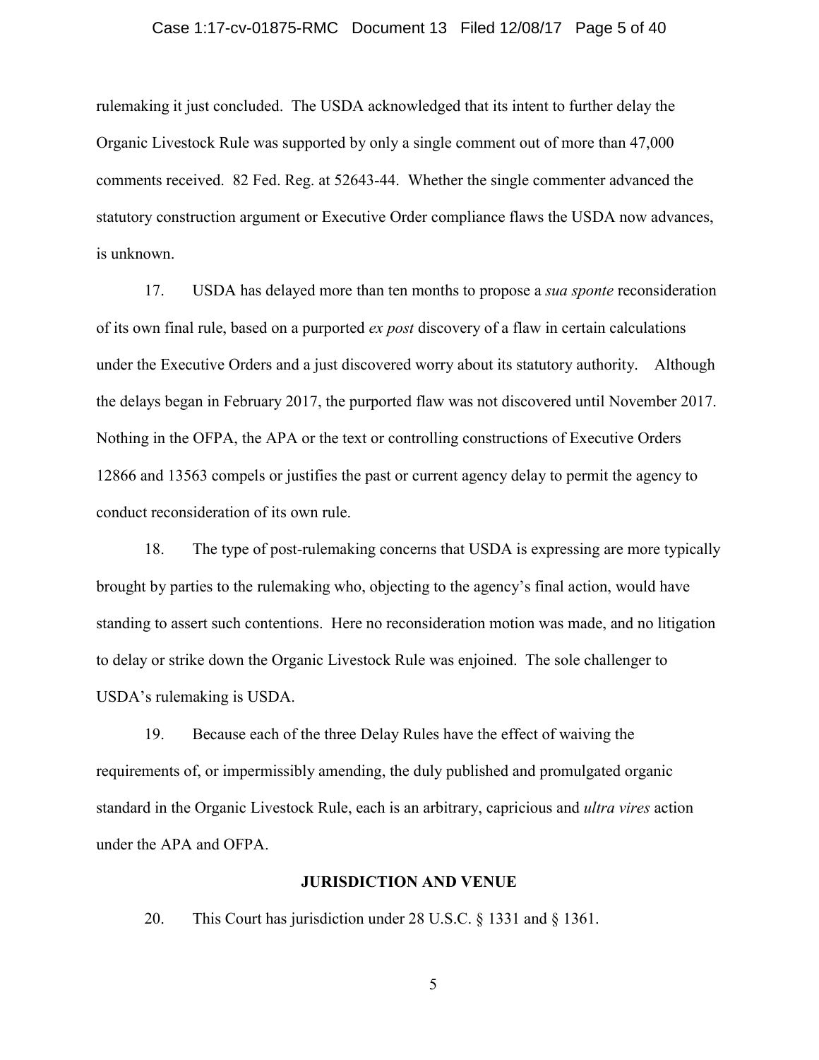rulemaking it just concluded. The USDA acknowledged that its intent to further delay the Organic Livestock Rule was supported by only a single comment out of more than 47,000 comments received. 82 Fed. Reg. at 52643-44. Whether the single commenter advanced the statutory construction argument or Executive Order compliance flaws the USDA now advances, is unknown.

17. USDA has delayed more than ten months to propose a *sua sponte* reconsideration of its own final rule, based on a purported *ex post* discovery of a flaw in certain calculations under the Executive Orders and a just discovered worry about its statutory authority. Although the delays began in February 2017, the purported flaw was not discovered until November 2017. Nothing in the OFPA, the APA or the text or controlling constructions of Executive Orders 12866 and 13563 compels or justifies the past or current agency delay to permit the agency to conduct reconsideration of its own rule.

18. The type of post-rulemaking concerns that USDA is expressing are more typically brought by parties to the rulemaking who, objecting to the agency's final action, would have standing to assert such contentions. Here no reconsideration motion was made, and no litigation to delay or strike down the Organic Livestock Rule was enjoined. The sole challenger to USDA's rulemaking is USDA.

19. Because each of the three Delay Rules have the effect of waiving the requirements of, or impermissibly amending, the duly published and promulgated organic standard in the Organic Livestock Rule, each is an arbitrary, capricious and *ultra vires* action under the APA and OFPA.

## JURISDICTION AND VENUE

20. This Court has jurisdiction under 28 U.S.C. § 1331 and § 1361.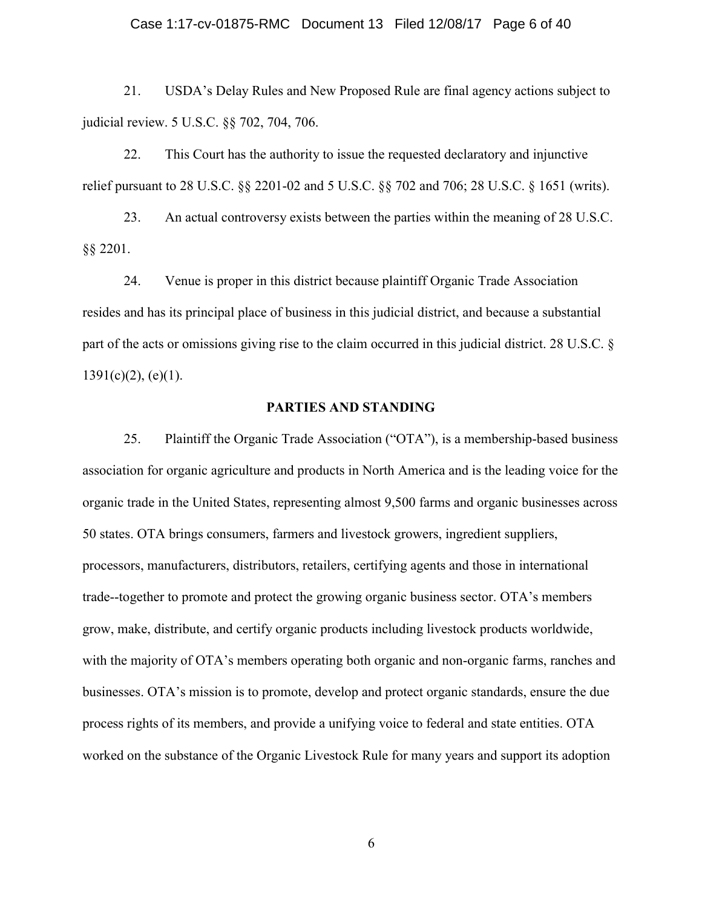21. USDA's Delay Rules and New Proposed Rule are final agency actions subject to judicial review. 5 U.S.C. §§ 702, 704, 706.

22. This Court has the authority to issue the requested declaratory and injunctive relief pursuant to 28 U.S.C. §§ 2201-02 and 5 U.S.C. §§ 702 and 706; 28 U.S.C. § 1651 (writs).

23. An actual controversy exists between the parties within the meaning of 28 U.S.C. §§ 2201.

24. Venue is proper in this district because plaintiff Organic Trade Association resides and has its principal place of business in this judicial district, and because a substantial part of the acts or omissions giving rise to the claim occurred in this judicial district. 28 U.S.C. § 1391(c)(2), (e)(1).

## PARTIES AND STANDING

25. Plaintiff the Organic Trade Association ("OTA"), is a membership-based business association for organic agriculture and products in North America and is the leading voice for the organic trade in the United States, representing almost 9,500 farms and organic businesses across 50 states. OTA brings consumers, farmers and livestock growers, ingredient suppliers, processors, manufacturers, distributors, retailers, certifying agents and those in international trade--together to promote and protect the growing organic business sector. OTA's members grow, make, distribute, and certify organic products including livestock products worldwide, with the majority of OTA's members operating both organic and non-organic farms, ranches and businesses. OTA's mission is to promote, develop and protect organic standards, ensure the due process rights of its members, and provide a unifying voice to federal and state entities. OTA worked on the substance of the Organic Livestock Rule for many years and support its adoption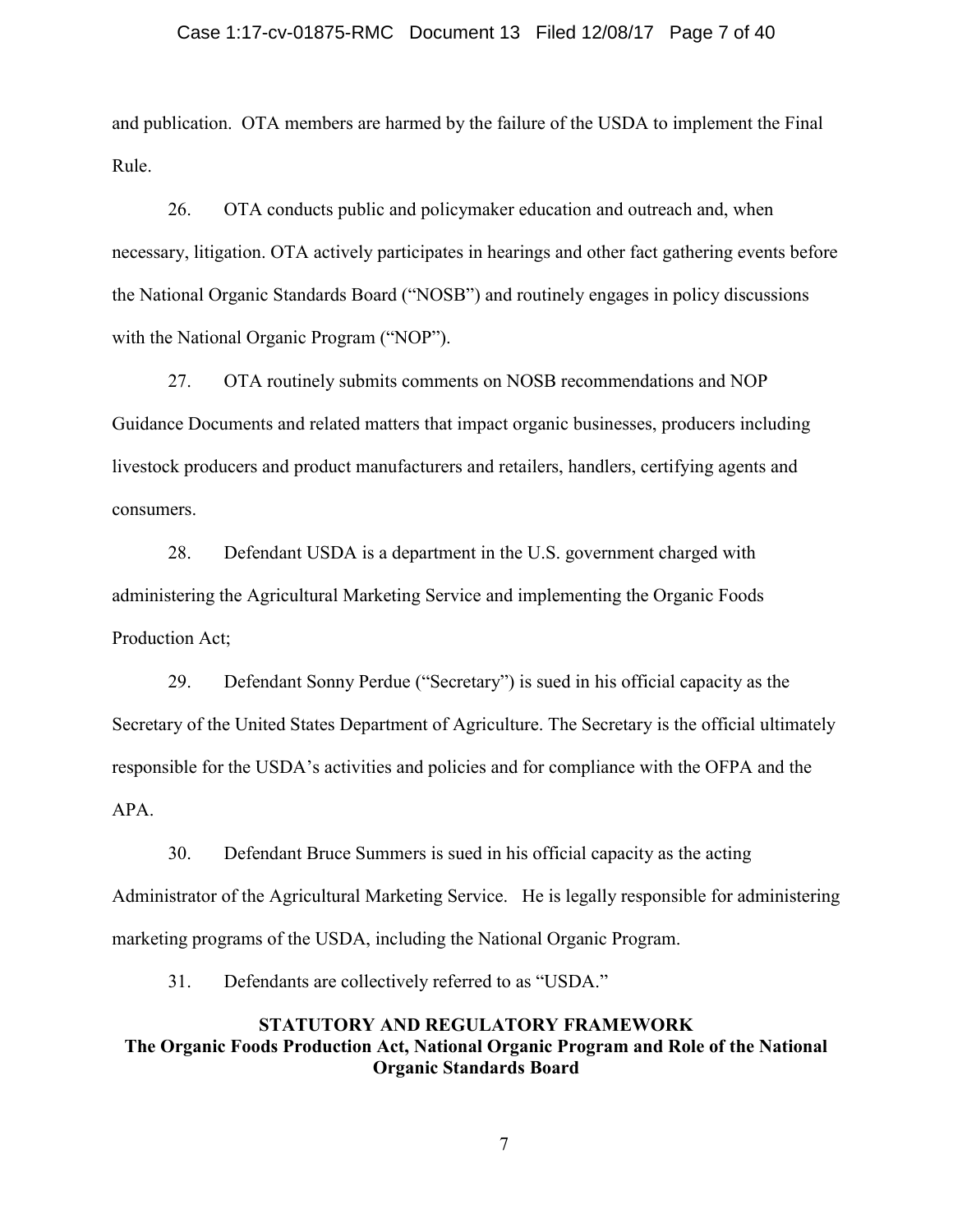and publication. OTA members are harmed by the failure of the USDA to implement the Final Rule.

26. OTA conducts public and policymaker education and outreach and, when necessary, litigation. OTA actively participates in hearings and other fact gathering events before the National Organic Standards Board ("NOSB") and routinely engages in policy discussions with the National Organic Program ("NOP").

27. OTA routinely submits comments on NOSB recommendations and NOP Guidance Documents and related matters that impact organic businesses, producers including livestock producers and product manufacturers and retailers, handlers, certifying agents and consumers.

28. Defendant USDA is a department in the U.S. government charged with administering the Agricultural Marketing Service and implementing the Organic Foods Production Act;

29. Defendant Sonny Perdue ("Secretary") is sued in his official capacity as the Secretary of the United States Department of Agriculture. The Secretary is the official ultimately responsible for the USDA's activities and policies and for compliance with the OFPA and the APA.

30. Defendant Bruce Summers is sued in his official capacity as the acting Administrator of the Agricultural Marketing Service. He is legally responsible for administering marketing programs of the USDA, including the National Organic Program.

31. Defendants are collectively referred to as "USDA."

## STATUTORY AND REGULATORY FRAMEWORK

### The Organic Foods Production Act, National Organic Program and Role of the National Organic Standards Board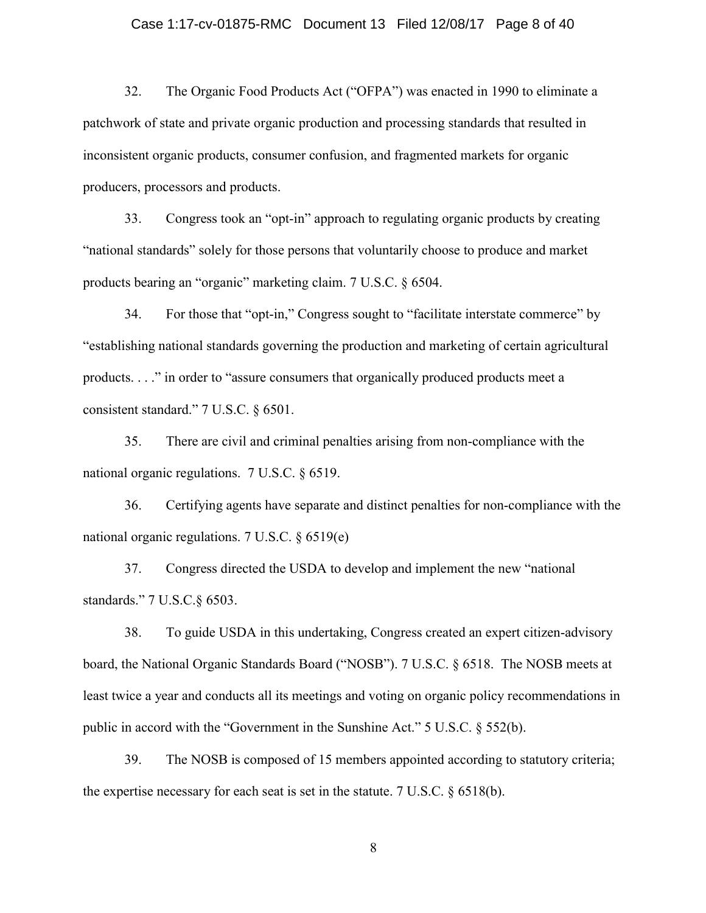32. The Organic Food Products Act ("OFPA") was enacted in 1990 to eliminate a patchwork of state and private organic production and processing standards that resulted in inconsistent organic products, consumer confusion, and fragmented markets for organic producers, processors and products.

33. Congress took an "opt-in" approach to regulating organic products by creating "national standards" solely for those persons that voluntarily choose to produce and market products bearing an "organic" marketing claim. 7 U.S.C. § 6504.

34. For those that "opt-in," Congress sought to "facilitate interstate commerce" by "establishing national standards governing the production and marketing of certain agricultural products. . . ." in order to "assure consumers that organically produced products meet a consistent standard." 7 U.S.C. § 6501.

35. There are civil and criminal penalties arising from non-compliance with the national organic regulations. 7 U.S.C. § 6519.

36. Certifying agents have separate and distinct penalties for non-compliance with the national organic regulations. 7 U.S.C. § 6519(e)

37. Congress directed the USDA to develop and implement the new "national standards." 7 U.S.C.§ 6503.

38. To guide USDA in this undertaking, Congress created an expert citizen-advisory board, the National Organic Standards Board ("NOSB"). 7 U.S.C. § 6518. The NOSB meets at least twice a year and conducts all its meetings and voting on organic policy recommendations in public in accord with the "Government in the Sunshine Act." 5 U.S.C. § 552(b).

39. The NOSB is composed of 15 members appointed according to statutory criteria; the expertise necessary for each seat is set in the statute. 7 U.S.C. § 6518(b).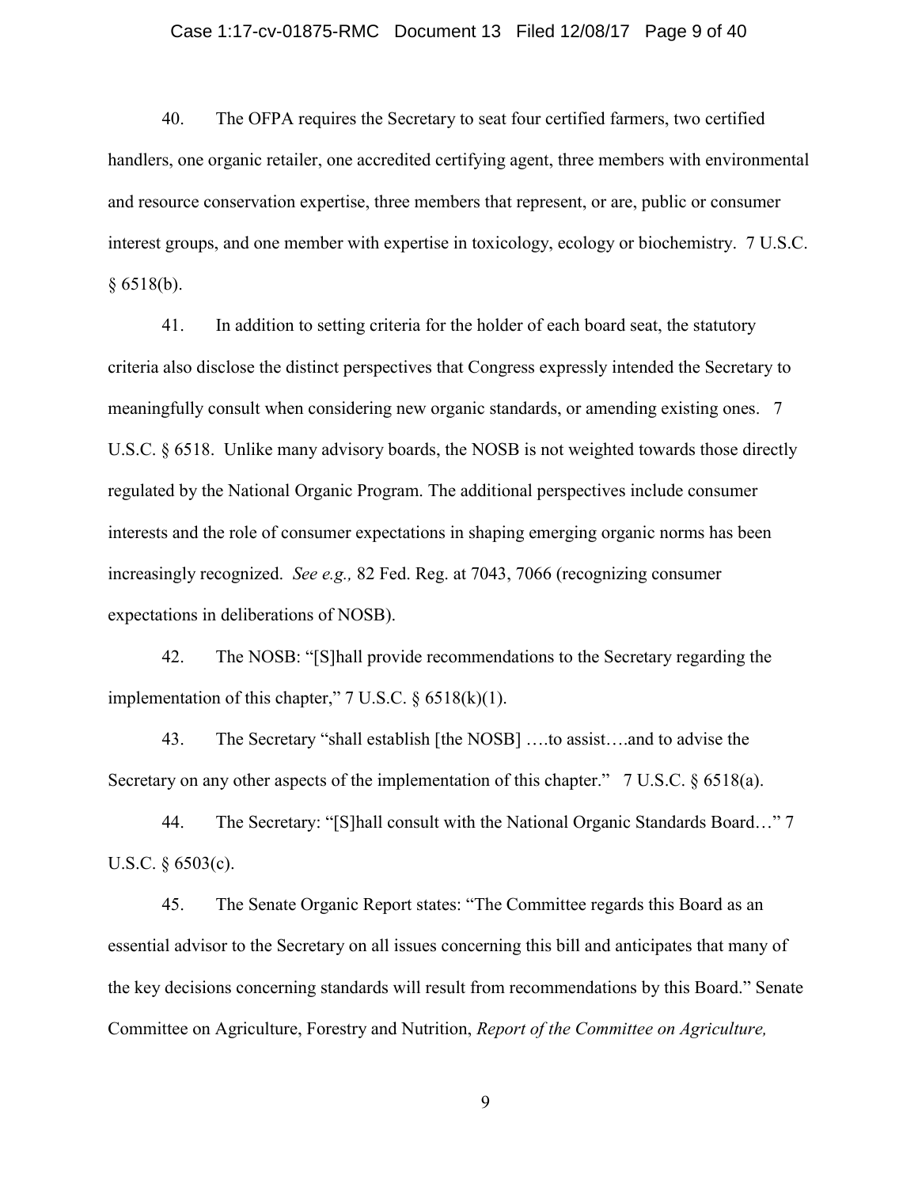40. The OFPA requires the Secretary to seat four certified farmers, two certified handlers, one organic retailer, one accredited certifying agent, three members with environmental and resource conservation expertise, three members that represent, or are, public or consumer interest groups, and one member with expertise in toxicology, ecology or biochemistry. 7 U.S.C. § 6518(b).

41. In addition to setting criteria for the holder of each board seat, the statutory criteria also disclose the distinct perspectives that Congress expressly intended the Secretary to meaningfully consult when considering new organic standards, or amending existing ones. 7 U.S.C. § 6518. Unlike many advisory boards, the NOSB is not weighted towards those directly regulated by the National Organic Program. The additional perspectives include consumer interests and the role of consumer expectations in shaping emerging organic norms has been increasingly recognized. *See e.g.,* 82 Fed. Reg. at 7043, 7066 (recognizing consumer expectations in deliberations of NOSB).

42. The NOSB: "[S]hall provide recommendations to the Secretary regarding the implementation of this chapter," 7 U.S.C. § 6518(k)(1).

43. The Secretary "shall establish [the NOSB] ….to assist….and to advise the Secretary on any other aspects of the implementation of this chapter." 7 U.S.C. § 6518(a).

44. The Secretary: "[S]hall consult with the National Organic Standards Board…" 7 U.S.C. § 6503(c).

45. The Senate Organic Report states: "The Committee regards this Board as an essential advisor to the Secretary on all issues concerning this bill and anticipates that many of the key decisions concerning standards will result from recommendations by this Board." Senate Committee on Agriculture, Forestry and Nutrition, *Report of the Committee on Agriculture,*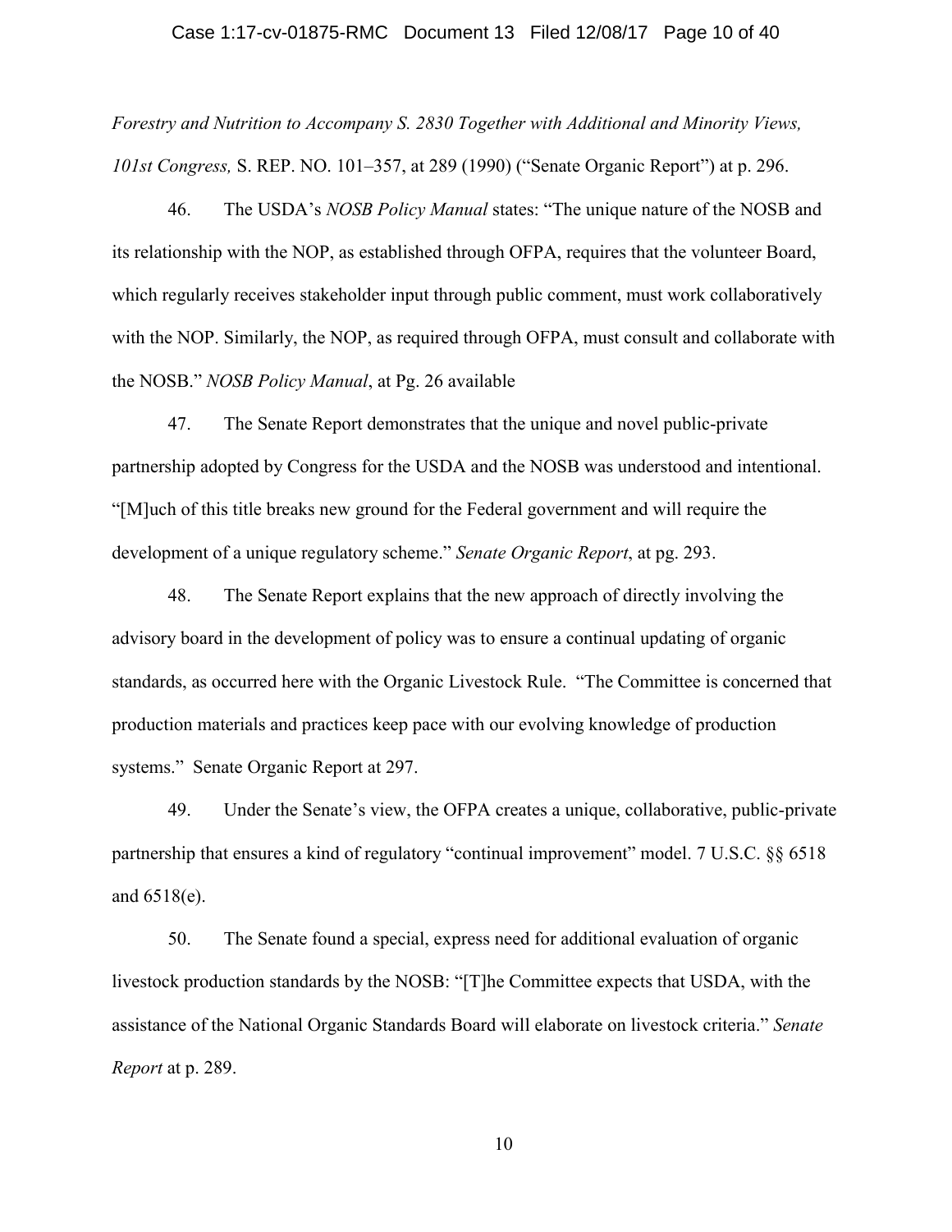*Forestry and Nutrition to Accompany S. 2830 Together with Additional and Minority Views, 101st Congress,* S. REP. NO. 101–357, at 289 (1990) ("Senate Organic Report") at p. 296.

46. The USDA's *NOSB Policy Manual* states: "The unique nature of the NOSB and its relationship with the NOP, as established through OFPA, requires that the volunteer Board, which regularly receives stakeholder input through public comment, must work collaboratively with the NOP. Similarly, the NOP, as required through OFPA, must consult and collaborate with the NOSB." *NOSB Policy Manual*, at Pg. 26 available

47. The Senate Report demonstrates that the unique and novel public-private partnership adopted by Congress for the USDA and the NOSB was understood and intentional. "[M]uch of this title breaks new ground for the Federal government and will require the development of a unique regulatory scheme." *Senate Organic Report*, at pg. 293.

48. The Senate Report explains that the new approach of directly involving the advisory board in the development of policy was to ensure a continual updating of organic standards, as occurred here with the Organic Livestock Rule. "The Committee is concerned that production materials and practices keep pace with our evolving knowledge of production systems." Senate Organic Report at 297.

49. Under the Senate's view, the OFPA creates a unique, collaborative, public-private partnership that ensures a kind of regulatory "continual improvement" model. 7 U.S.C. §§ 6518 and 6518(e).

50. The Senate found a special, express need for additional evaluation of organic livestock production standards by the NOSB: "[T]he Committee expects that USDA, with the assistance of the National Organic Standards Board will elaborate on livestock criteria." *Senate Report* at p. 289.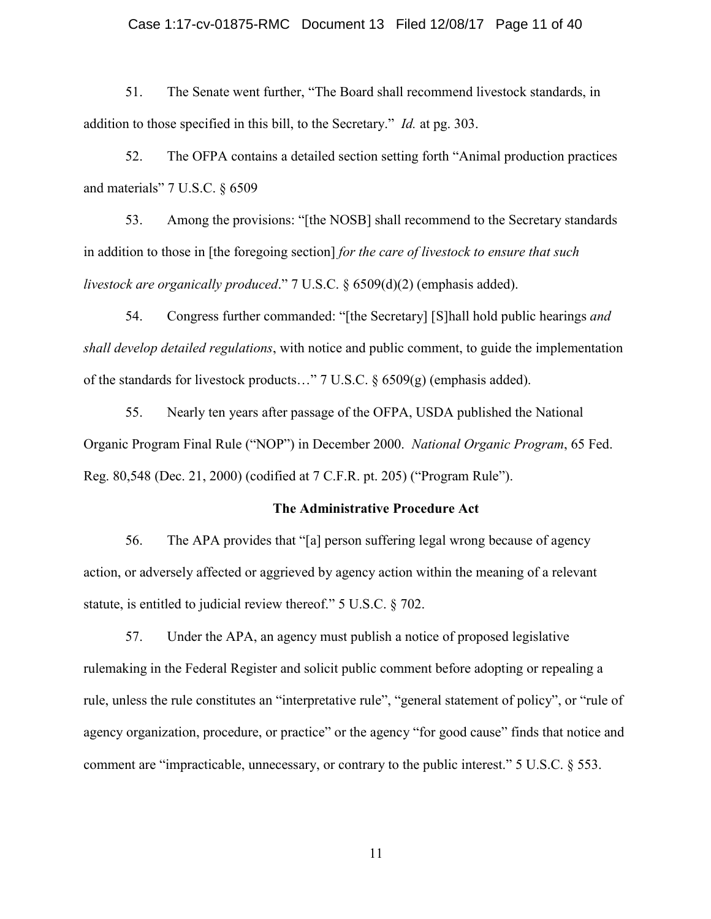51. The Senate went further, "The Board shall recommend livestock standards, in addition to those specified in this bill, to the Secretary." *Id.* at pg. 303.

52. The OFPA contains a detailed section setting forth "Animal production practices and materials" 7 U.S.C. § 6509

53. Among the provisions: "[the NOSB] shall recommend to the Secretary standards in addition to those in [the foregoing section] *for the care of livestock to ensure that such livestock are organically produced*." 7 U.S.C. § 6509(d)(2) (emphasis added).

54. Congress further commanded: "[the Secretary] [S]hall hold public hearings *and shall develop detailed regulations*, with notice and public comment, to guide the implementation of the standards for livestock products…" 7 U.S.C. § 6509(g) (emphasis added).

55. Nearly ten years after passage of the OFPA, USDA published the National Organic Program Final Rule ("NOP") in December 2000. *National Organic Program*, 65 Fed. Reg. 80,548 (Dec. 21, 2000) (codified at 7 C.F.R. pt. 205) ("Program Rule").

**The Administrative Procedure Act**

56. The APA provides that "[a] person suffering legal wrong because of agency action, or adversely affected or aggrieved by agency action within the meaning of a relevant statute, is entitled to judicial review thereof." 5 U.S.C. § 702.

57. Under the APA, an agency must publish a notice of proposed legislative rulemaking in the Federal Register and solicit public comment before adopting or repealing a rule, unless the rule constitutes an "interpretative rule", "general statement of policy", or "rule of agency organization, procedure, or practice" or the agency "for good cause" finds that notice and comment are "impracticable, unnecessary, or contrary to the public interest." 5 U.S.C. § 553.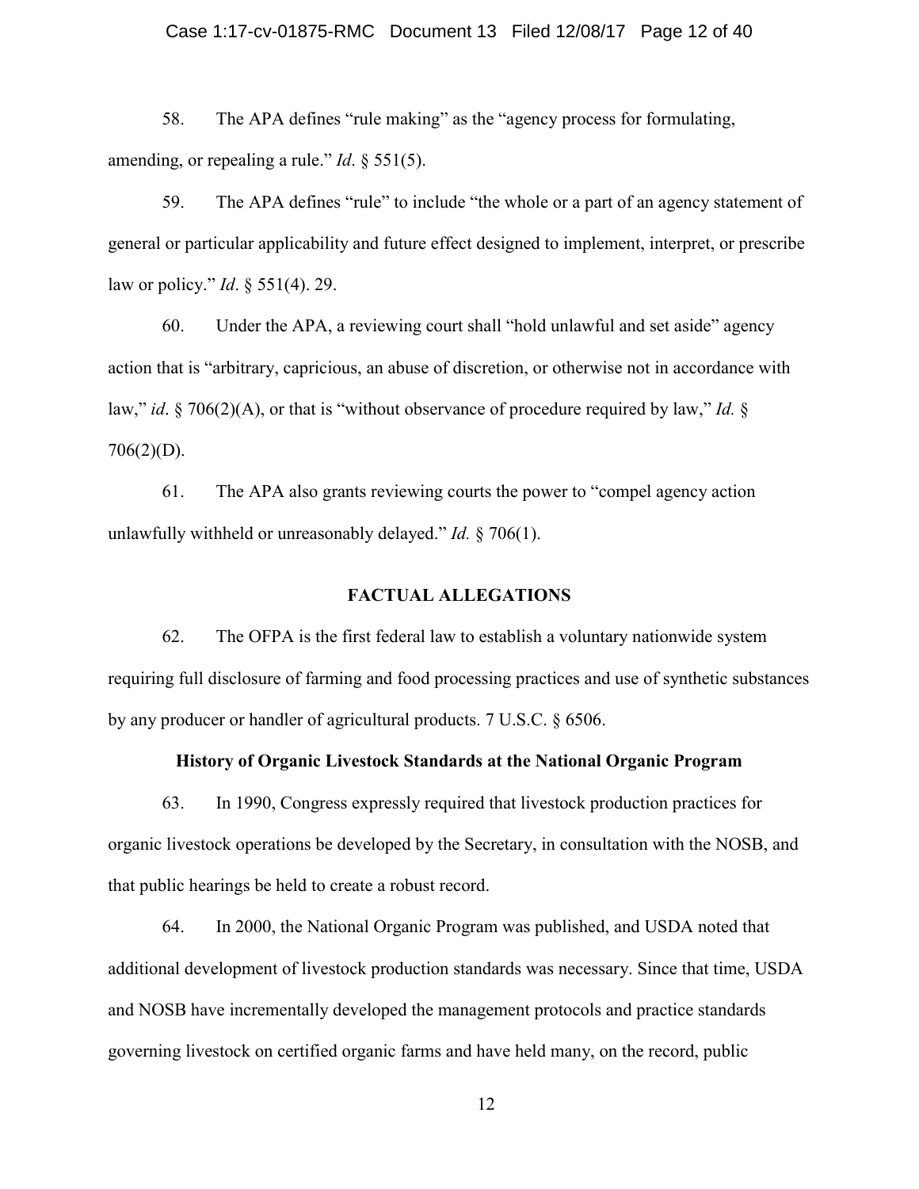58. The APA defines "rule making" as the "agency process for formulating, amending, or repealing a rule." *Id*. § 551(5).

59. The APA defines "rule" to include "the whole or a part of an agency statement of general or particular applicability and future effect designed to implement, interpret, or prescribe law or policy." *Id*. § 551(4). 29.

60. Under the APA, a reviewing court shall "hold unlawful and set aside" agency action that is "arbitrary, capricious, an abuse of discretion, or otherwise not in accordance with law," *id*. § 706(2)(A), or that is "without observance of procedure required by law," *Id.* § 706(2)(D).

61. The APA also grants reviewing courts the power to "compel agency action unlawfully withheld or unreasonably delayed." *Id.* § 706(1).

## FACTUAL ALLEGATIONS

62. The OFPA is the first federal law to establish a voluntary nationwide system requiring full disclosure of farming and food processing practices and use of synthetic substances by any producer or handler of agricultural products. 7 U.S.C. § 6506.

### History of Organic Livestock Standards at the National Organic Program

63. In 1990, Congress expressly required that livestock production practices for organic livestock operations be developed by the Secretary, in consultation with the NOSB, and that public hearings be held to create a robust record.

64. In 2000, the National Organic Program was published, and USDA noted that additional development of livestock production standards was necessary. Since that time, USDA and NOSB have incrementally developed the management protocols and practice standards governing livestock on certified organic farms and have held many, on the record, public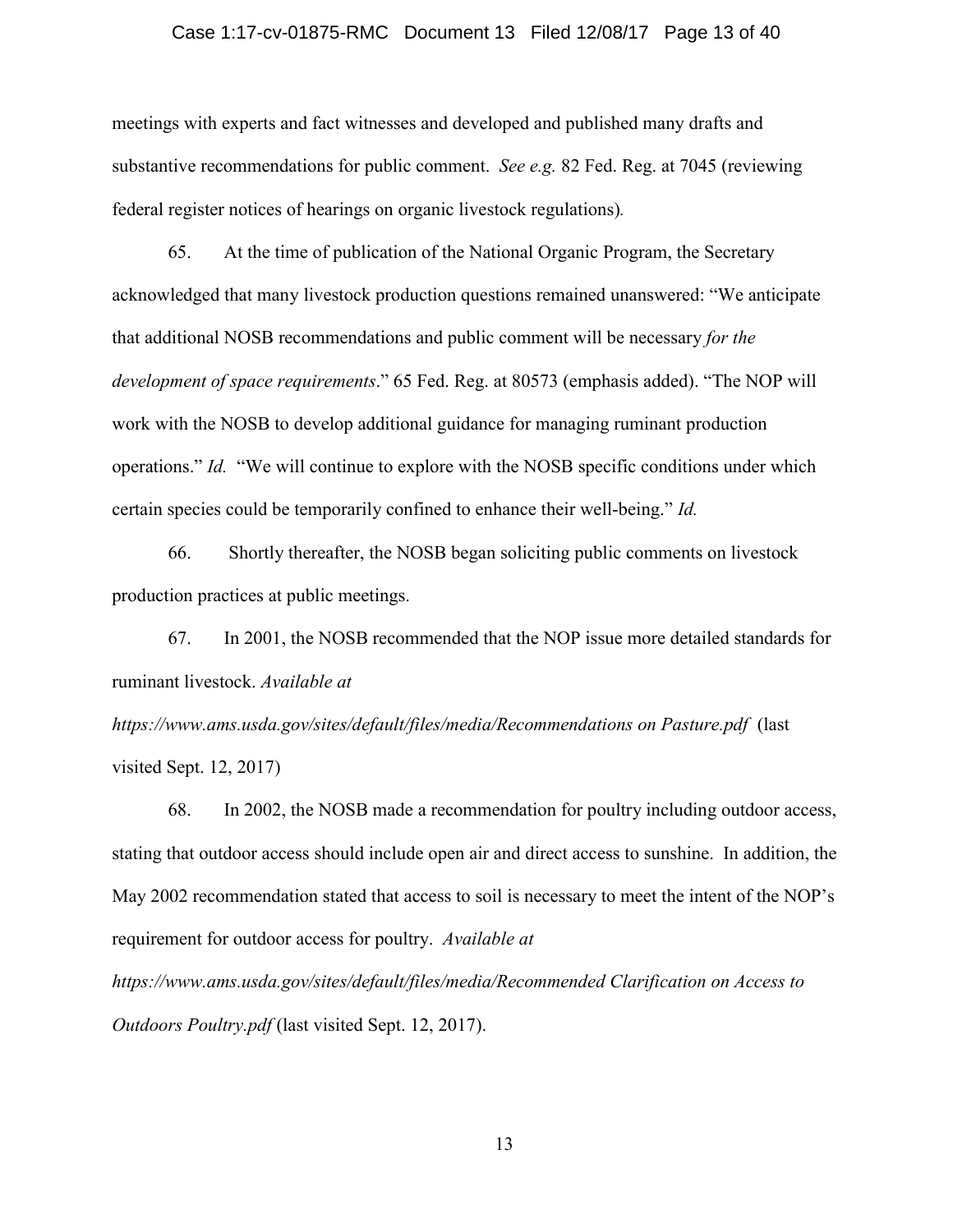meetings with experts and fact witnesses and developed and published many drafts and substantive recommendations for public comment. *See e.g.* 82 Fed. Reg. at 7045 (reviewing federal register notices of hearings on organic livestock regulations).

65. At the time of publication of the National Organic Program, the Secretary acknowledged that many livestock production questions remained unanswered: "We anticipate that additional NOSB recommendations and public comment will be necessary *for the development of space requirements*." 65 Fed. Reg. at 80573 (emphasis added). "The NOP will work with the NOSB to develop additional guidance for managing ruminant production operations." *Id.* "We will continue to explore with the NOSB specific conditions under which certain species could be temporarily confined to enhance their well-being." *Id.*

66. Shortly thereafter, the NOSB began soliciting public comments on livestock production practices at public meetings.

67. In 2001, the NOSB recommended that the NOP issue more detailed standards for ruminant livestock. *Available at https://www.ams.usda.gov/sites/default/files/media/Recommendations on Pasture.pdf* (last visited Sept. 12, 2017)

68. In 2002, the NOSB made a recommendation for poultry including outdoor access, stating that outdoor access should include open air and direct access to sunshine. In addition, the May 2002 recommendation stated that access to soil is necessary to meet the intent of the NOP's requirement for outdoor access for poultry. *Available at https://www.ams.usda.gov/sites/default/files/media/Recommended Clarification on Access to Outdoors Poultry.pdf* (last visited Sept. 12, 2017).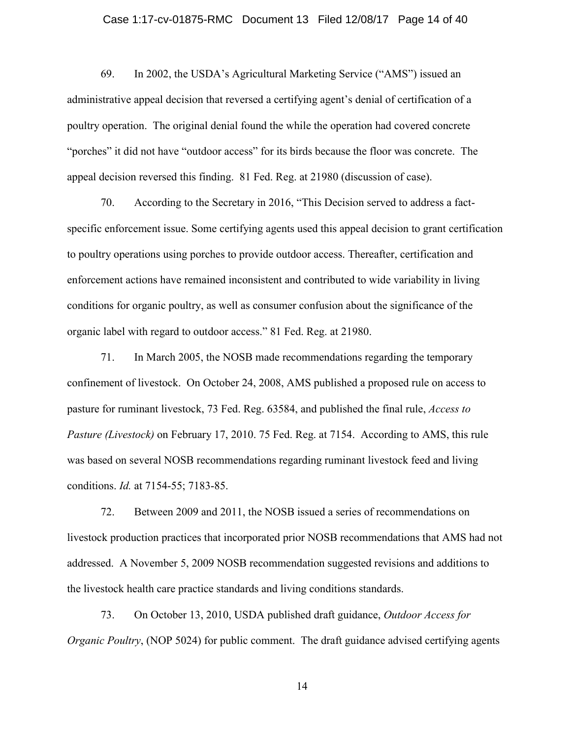69. In 2002, the USDA's Agricultural Marketing Service ("AMS") issued an administrative appeal decision that reversed a certifying agent's denial of certification of a poultry operation. The original denial found the while the operation had covered concrete "porches" it did not have "outdoor access" for its birds because the floor was concrete. The appeal decision reversed this finding. 81 Fed. Reg. at 21980 (discussion of case).

70. According to the Secretary in 2016, "This Decision served to address a fact-specific enforcement issue. Some certifying agents used this appeal decision to grant certification to poultry operations using porches to provide outdoor access. Thereafter, certification and enforcement actions have remained inconsistent and contributed to wide variability in living conditions for organic poultry, as well as consumer confusion about the significance of the organic label with regard to outdoor access." 81 Fed. Reg. at 21980.

71. In March 2005, the NOSB made recommendations regarding the temporary confinement of livestock. On October 24, 2008, AMS published a proposed rule on access to pasture for ruminant livestock, 73 Fed. Reg. 63584, and published the final rule, *Access to Pasture (Livestock)* on February 17, 2010. 75 Fed. Reg. at 7154. According to AMS, this rule was based on several NOSB recommendations regarding ruminant livestock feed and living conditions. *Id.* at 7154-55; 7183-85.

72. Between 2009 and 2011, the NOSB issued a series of recommendations on livestock production practices that incorporated prior NOSB recommendations that AMS had not addressed. A November 5, 2009 NOSB recommendation suggested revisions and additions to the livestock health care practice standards and living conditions standards.

73. On October 13, 2010, USDA published draft guidance, *Outdoor Access for Organic Poultry*, (NOP 5024) for public comment. The draft guidance advised certifying agents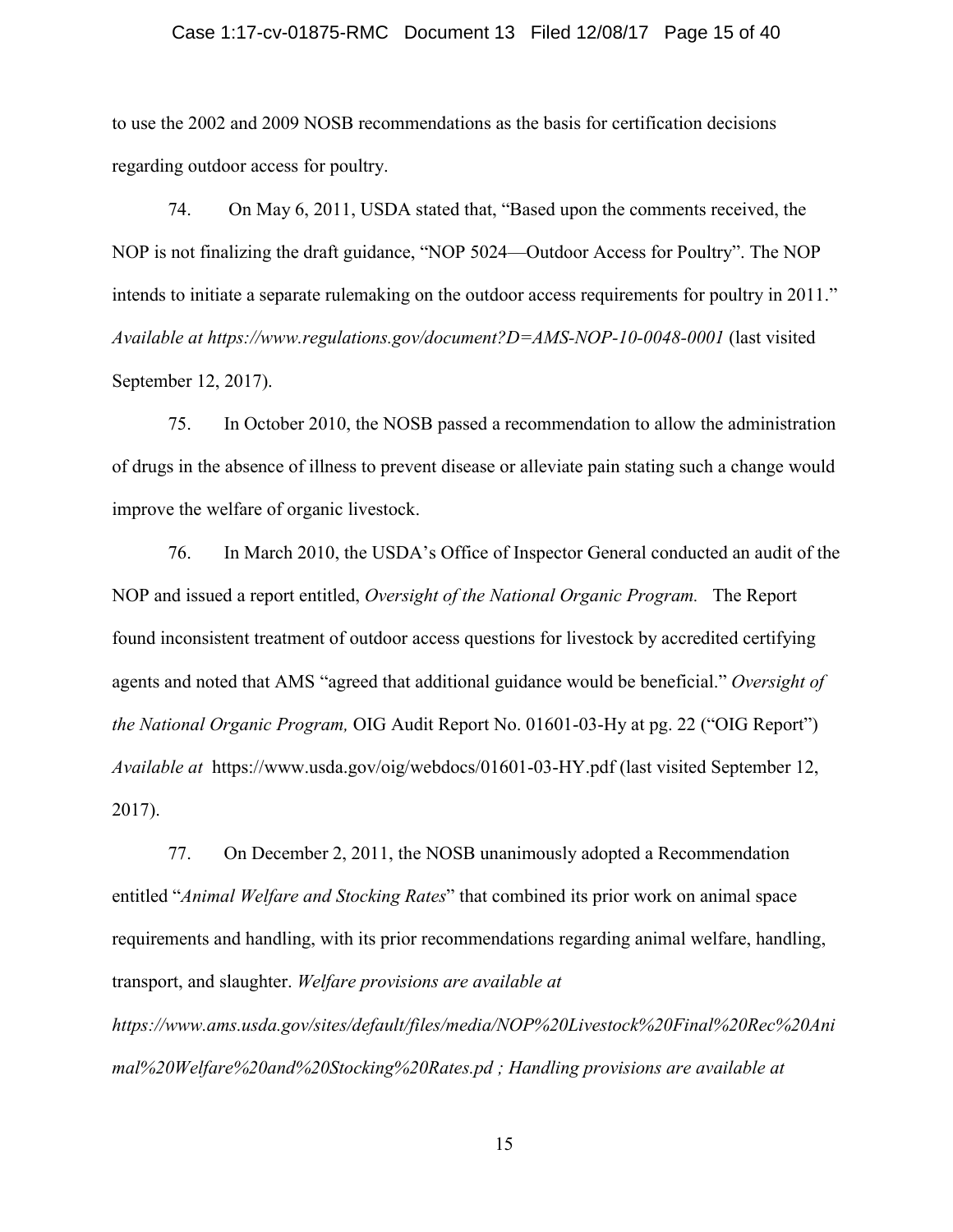to use the 2002 and 2009 NOSB recommendations as the basis for certification decisions regarding outdoor access for poultry.

74. On May 6, 2011, USDA stated that, "Based upon the comments received, the NOP is not finalizing the draft guidance, "NOP 5024—Outdoor Access for Poultry". The NOP intends to initiate a separate rulemaking on the outdoor access requirements for poultry in 2011." *Available at https://www.regulations.gov/document?D=AMS-NOP-10-0048-0001* (last visited September 12, 2017).

75. In October 2010, the NOSB passed a recommendation to allow the administration of drugs in the absence of illness to prevent disease or alleviate pain stating such a change would improve the welfare of organic livestock.

76. In March 2010, the USDA's Office of Inspector General conducted an audit of the NOP and issued a report entitled, *Oversight of the National Organic Program.* The Report found inconsistent treatment of outdoor access questions for livestock by accredited certifying agents and noted that AMS "agreed that additional guidance would be beneficial." *Oversight of the National Organic Program,* OIG Audit Report No. 01601-03-Hy at pg. 22 ("OIG Report") *Available at* https://www.usda.gov/oig/webdocs/01601-03-HY.pdf (last visited September 12, 2017).

77. On December 2, 2011, the NOSB unanimously adopted a Recommendation entitled "*Animal Welfare and Stocking Rates*" that combined its prior work on animal space requirements and handling, with its prior recommendations regarding animal welfare, handling, transport, and slaughter. *Welfare provisions are available at https://www.ams.usda.gov/sites/default/files/media/NOP%20Livestock%20Final%20Rec%20Animal%20Welfare%20and%20Stocking%20Rates.pd ; Handling provisions are available at*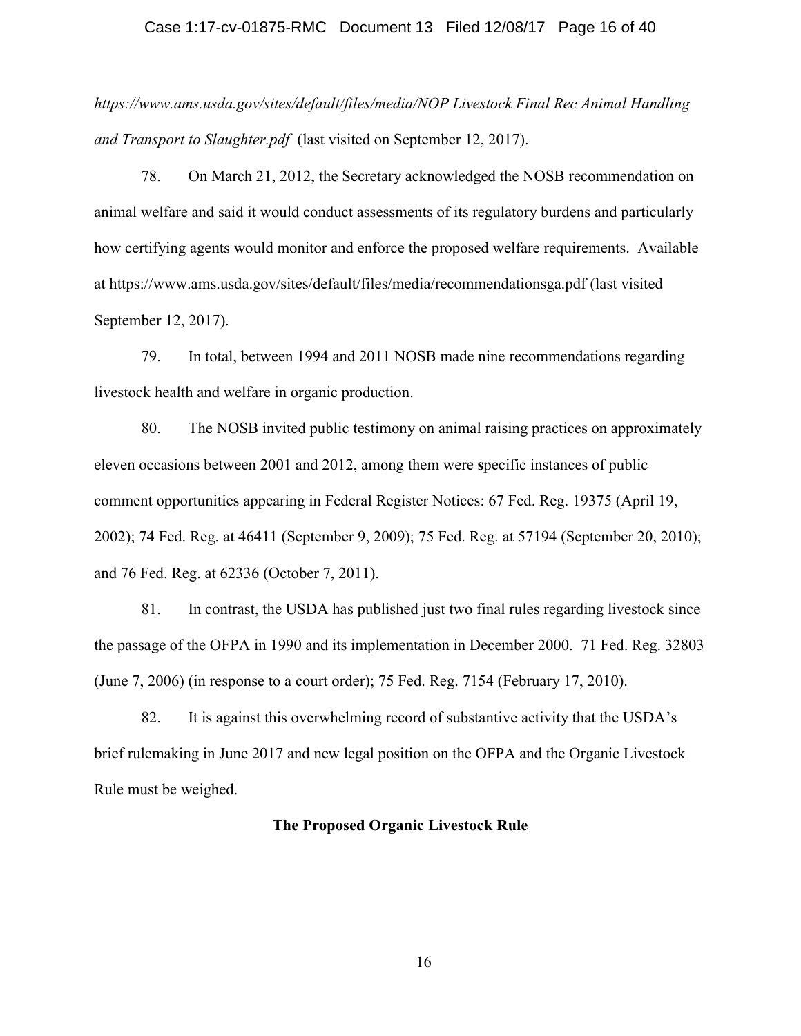*https://www.ams.usda.gov/sites/default/files/media/NOP Livestock Final Rec Animal Handling and Transport to Slaughter.pdf* (last visited on September 12, 2017).

78. On March 21, 2012, the Secretary acknowledged the NOSB recommendation on animal welfare and said it would conduct assessments of its regulatory burdens and particularly how certifying agents would monitor and enforce the proposed welfare requirements. Available at https://www.ams.usda.gov/sites/default/files/media/recommendationsga.pdf (last visited September 12, 2017).

79. In total, between 1994 and 2011 NOSB made nine recommendations regarding livestock health and welfare in organic production.

80. The NOSB invited public testimony on animal raising practices on approximately eleven occasions between 2001 and 2012, among them were specific instances of public comment opportunities appearing in Federal Register Notices: 67 Fed. Reg. 19375 (April 19, 2002); 74 Fed. Reg. at 46411 (September 9, 2009); 75 Fed. Reg. at 57194 (September 20, 2010); and 76 Fed. Reg. at 62336 (October 7, 2011).

81. In contrast, the USDA has published just two final rules regarding livestock since the passage of the OFPA in 1990 and its implementation in December 2000. 71 Fed. Reg. 32803 (June 7, 2006) (in response to a court order); 75 Fed. Reg. 7154 (February 17, 2010).

82. It is against this overwhelming record of substantive activity that the USDA's brief rulemaking in June 2017 and new legal position on the OFPA and the Organic Livestock Rule must be weighed.

**The Proposed Organic Livestock Rule**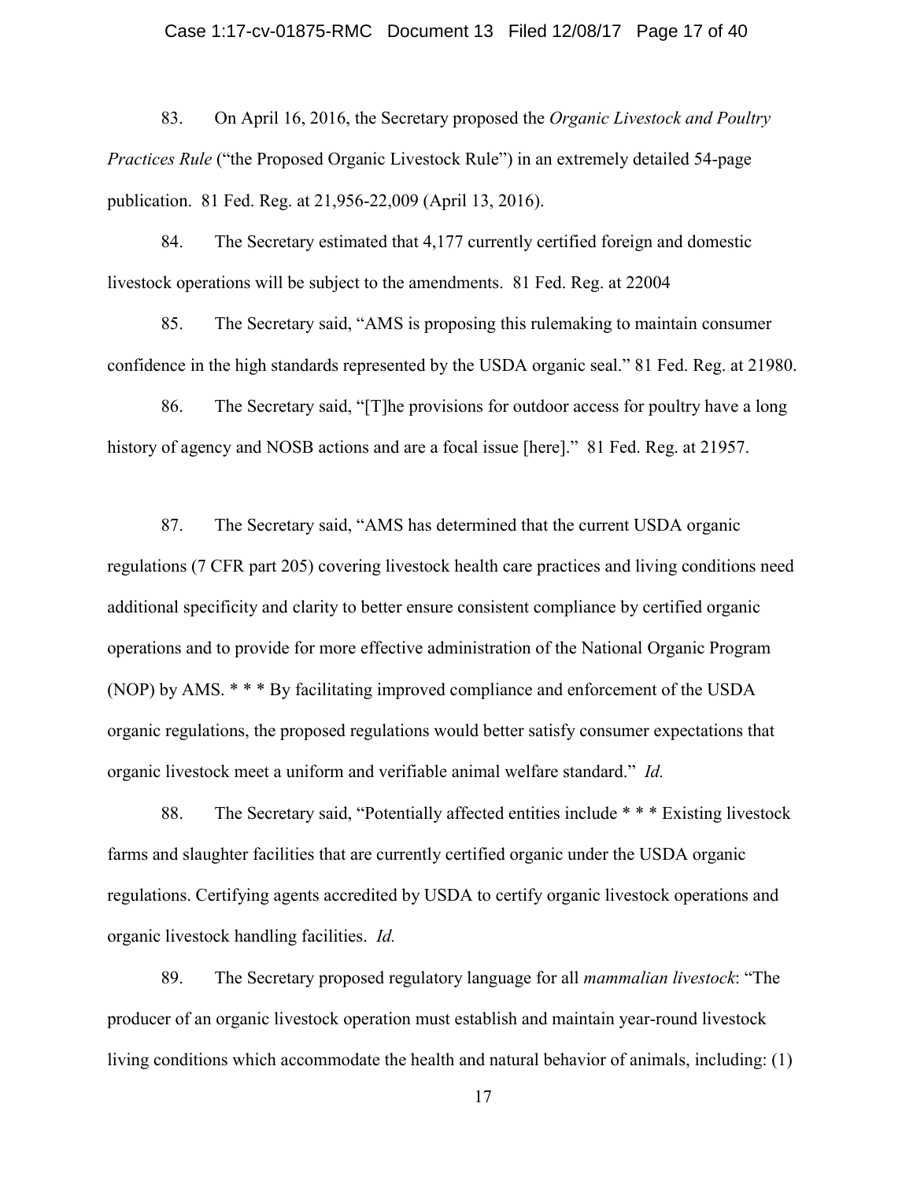83. On April 16, 2016, the Secretary proposed the *Organic Livestock and Poultry Practices Rule* ("the Proposed Organic Livestock Rule") in an extremely detailed 54-page publication. 81 Fed. Reg. at 21,956-22,009 (April 13, 2016).

84. The Secretary estimated that 4,177 currently certified foreign and domestic livestock operations will be subject to the amendments. 81 Fed. Reg. at 22004

85. The Secretary said, "AMS is proposing this rulemaking to maintain consumer confidence in the high standards represented by the USDA organic seal." 81 Fed. Reg. at 21980.

86. The Secretary said, "[T]he provisions for outdoor access for poultry have a long history of agency and NOSB actions and are a focal issue [here]." 81 Fed. Reg. at 21957.

87. The Secretary said, "AMS has determined that the current USDA organic regulations (7 CFR part 205) covering livestock health care practices and living conditions need additional specificity and clarity to better ensure consistent compliance by certified organic operations and to provide for more effective administration of the National Organic Program (NOP) by AMS. * * * By facilitating improved compliance and enforcement of the USDA organic regulations, the proposed regulations would better satisfy consumer expectations that organic livestock meet a uniform and verifiable animal welfare standard." *Id.*

88. The Secretary said, "Potentially affected entities include * * * Existing livestock farms and slaughter facilities that are currently certified organic under the USDA organic regulations. Certifying agents accredited by USDA to certify organic livestock operations and organic livestock handling facilities. *Id.*

89. The Secretary proposed regulatory language for all *mammalian livestock*: "The producer of an organic livestock operation must establish and maintain year-round livestock living conditions which accommodate the health and natural behavior of animals, including: (1)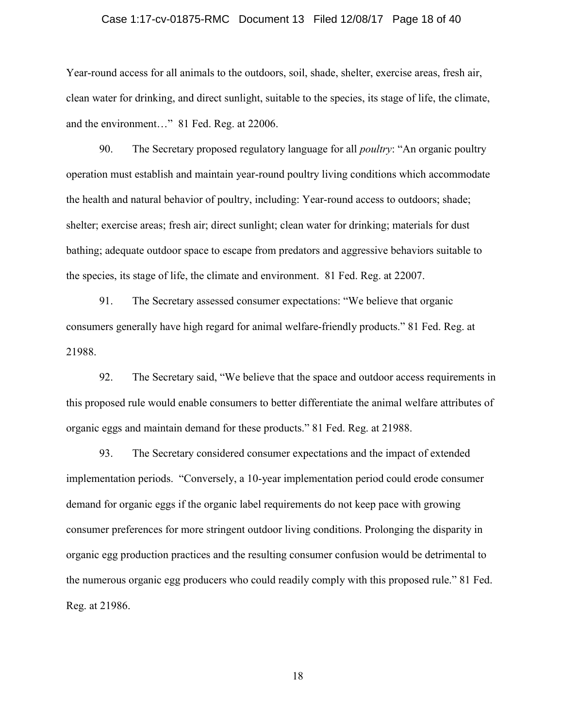Year-round access for all animals to the outdoors, soil, shade, shelter, exercise areas, fresh air, clean water for drinking, and direct sunlight, suitable to the species, its stage of life, the climate, and the environment…" 81 Fed. Reg. at 22006.

90. The Secretary proposed regulatory language for all *poultry*: "An organic poultry operation must establish and maintain year-round poultry living conditions which accommodate the health and natural behavior of poultry, including: Year-round access to outdoors; shade; shelter; exercise areas; fresh air; direct sunlight; clean water for drinking; materials for dust bathing; adequate outdoor space to escape from predators and aggressive behaviors suitable to the species, its stage of life, the climate and environment. 81 Fed. Reg. at 22007.

91. The Secretary assessed consumer expectations: "We believe that organic consumers generally have high regard for animal welfare-friendly products." 81 Fed. Reg. at 21988.

92. The Secretary said, "We believe that the space and outdoor access requirements in this proposed rule would enable consumers to better differentiate the animal welfare attributes of organic eggs and maintain demand for these products." 81 Fed. Reg. at 21988.

93. The Secretary considered consumer expectations and the impact of extended implementation periods. "Conversely, a 10-year implementation period could erode consumer demand for organic eggs if the organic label requirements do not keep pace with growing consumer preferences for more stringent outdoor living conditions. Prolonging the disparity in organic egg production practices and the resulting consumer confusion would be detrimental to the numerous organic egg producers who could readily comply with this proposed rule." 81 Fed. Reg. at 21986.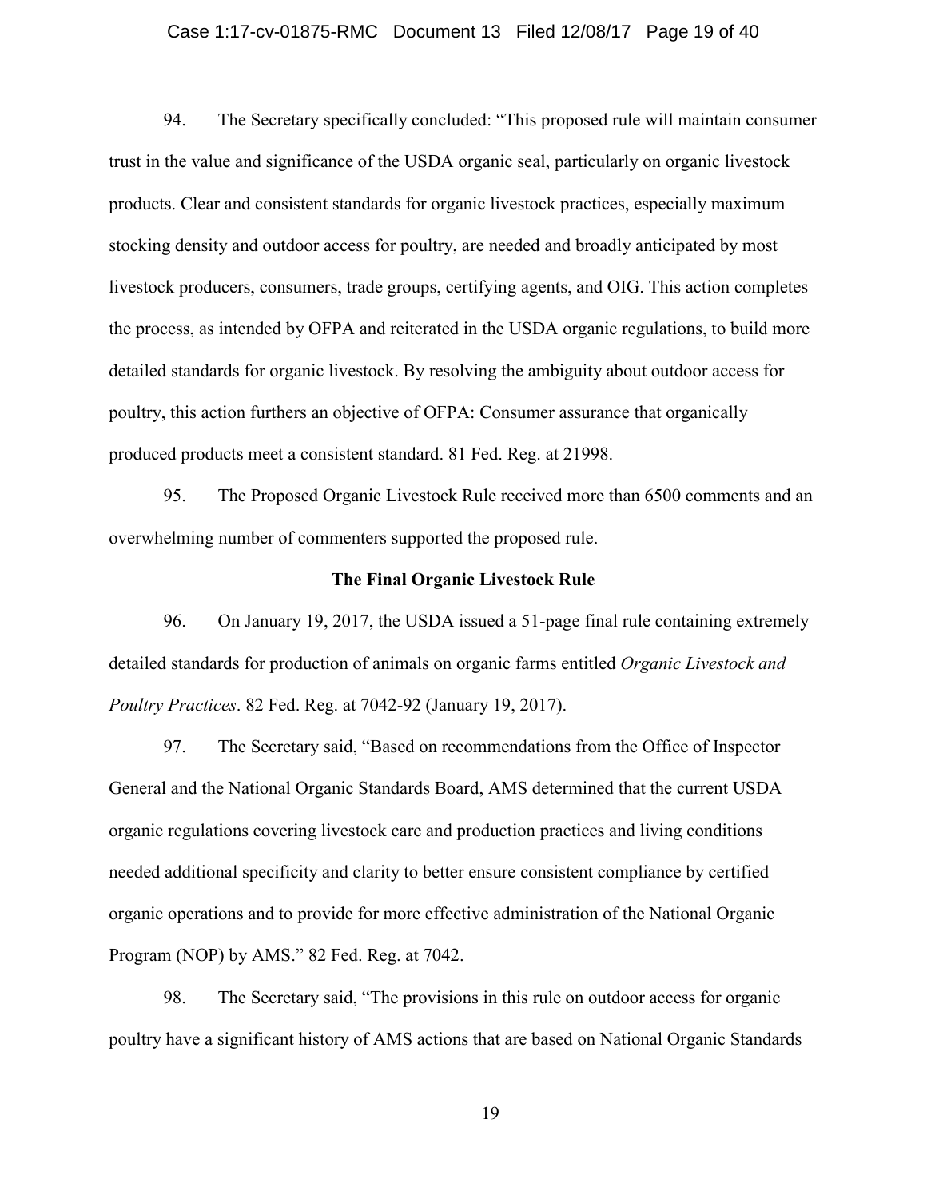94. The Secretary specifically concluded: "This proposed rule will maintain consumer trust in the value and significance of the USDA organic seal, particularly on organic livestock products. Clear and consistent standards for organic livestock practices, especially maximum stocking density and outdoor access for poultry, are needed and broadly anticipated by most livestock producers, consumers, trade groups, certifying agents, and OIG. This action completes the process, as intended by OFPA and reiterated in the USDA organic regulations, to build more detailed standards for organic livestock. By resolving the ambiguity about outdoor access for poultry, this action furthers an objective of OFPA: Consumer assurance that organically produced products meet a consistent standard. 81 Fed. Reg. at 21998.

95. The Proposed Organic Livestock Rule received more than 6500 comments and an overwhelming number of commenters supported the proposed rule.

**The Final Organic Livestock Rule**

96. On January 19, 2017, the USDA issued a 51-page final rule containing extremely detailed standards for production of animals on organic farms entitled *Organic Livestock and Poultry Practices*. 82 Fed. Reg. at 7042-92 (January 19, 2017).

97. The Secretary said, "Based on recommendations from the Office of Inspector General and the National Organic Standards Board, AMS determined that the current USDA organic regulations covering livestock care and production practices and living conditions needed additional specificity and clarity to better ensure consistent compliance by certified organic operations and to provide for more effective administration of the National Organic Program (NOP) by AMS." 82 Fed. Reg. at 7042.

98. The Secretary said, "The provisions in this rule on outdoor access for organic poultry have a significant history of AMS actions that are based on National Organic Standards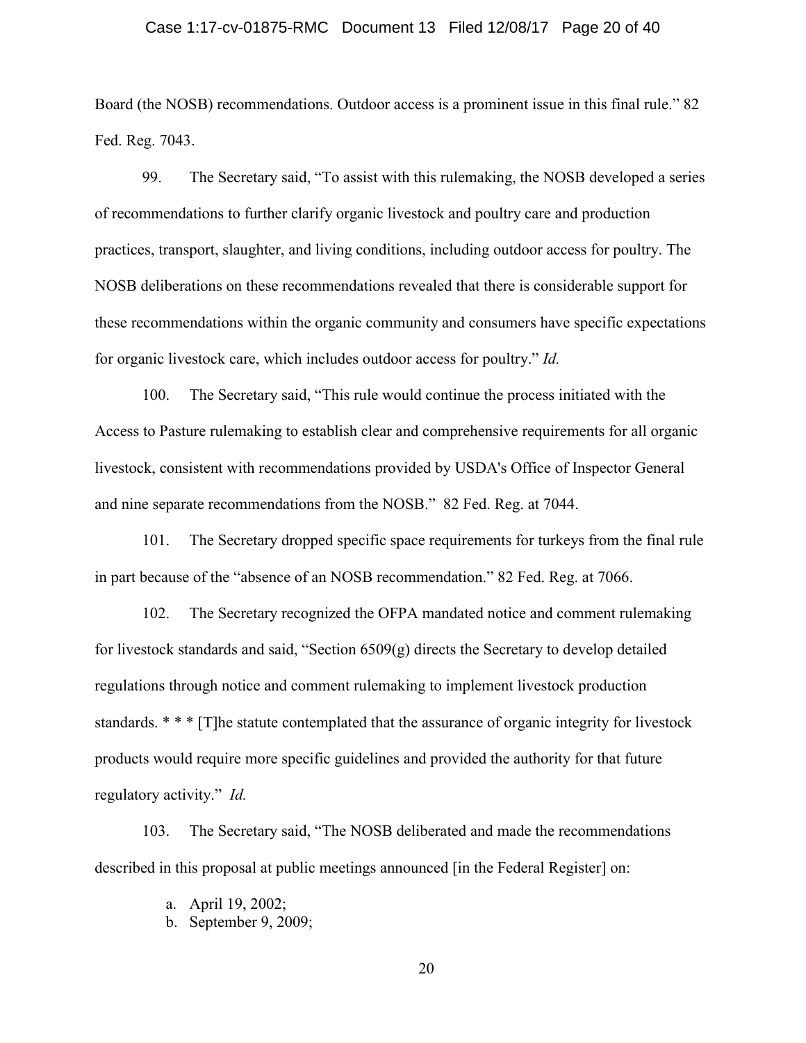Board (the NOSB) recommendations. Outdoor access is a prominent issue in this final rule." 82 Fed. Reg. 7043.

99. The Secretary said, "To assist with this rulemaking, the NOSB developed a series of recommendations to further clarify organic livestock and poultry care and production practices, transport, slaughter, and living conditions, including outdoor access for poultry. The NOSB deliberations on these recommendations revealed that there is considerable support for these recommendations within the organic community and consumers have specific expectations for organic livestock care, which includes outdoor access for poultry." *Id.*

100. The Secretary said, "This rule would continue the process initiated with the Access to Pasture rulemaking to establish clear and comprehensive requirements for all organic livestock, consistent with recommendations provided by USDA's Office of Inspector General and nine separate recommendations from the NOSB." 82 Fed. Reg. at 7044.

101. The Secretary dropped specific space requirements for turkeys from the final rule in part because of the "absence of an NOSB recommendation." 82 Fed. Reg. at 7066.

102. The Secretary recognized the OFPA mandated notice and comment rulemaking for livestock standards and said, "Section 6509(g) directs the Secretary to develop detailed regulations through notice and comment rulemaking to implement livestock production standards. * * * [T]he statute contemplated that the assurance of organic integrity for livestock products would require more specific guidelines and provided the authority for that future regulatory activity." *Id.*

103. The Secretary said, "The NOSB deliberated and made the recommendations described in this proposal at public meetings announced [in the Federal Register] on:

a. April 19, 2002;
b. September 9, 2009;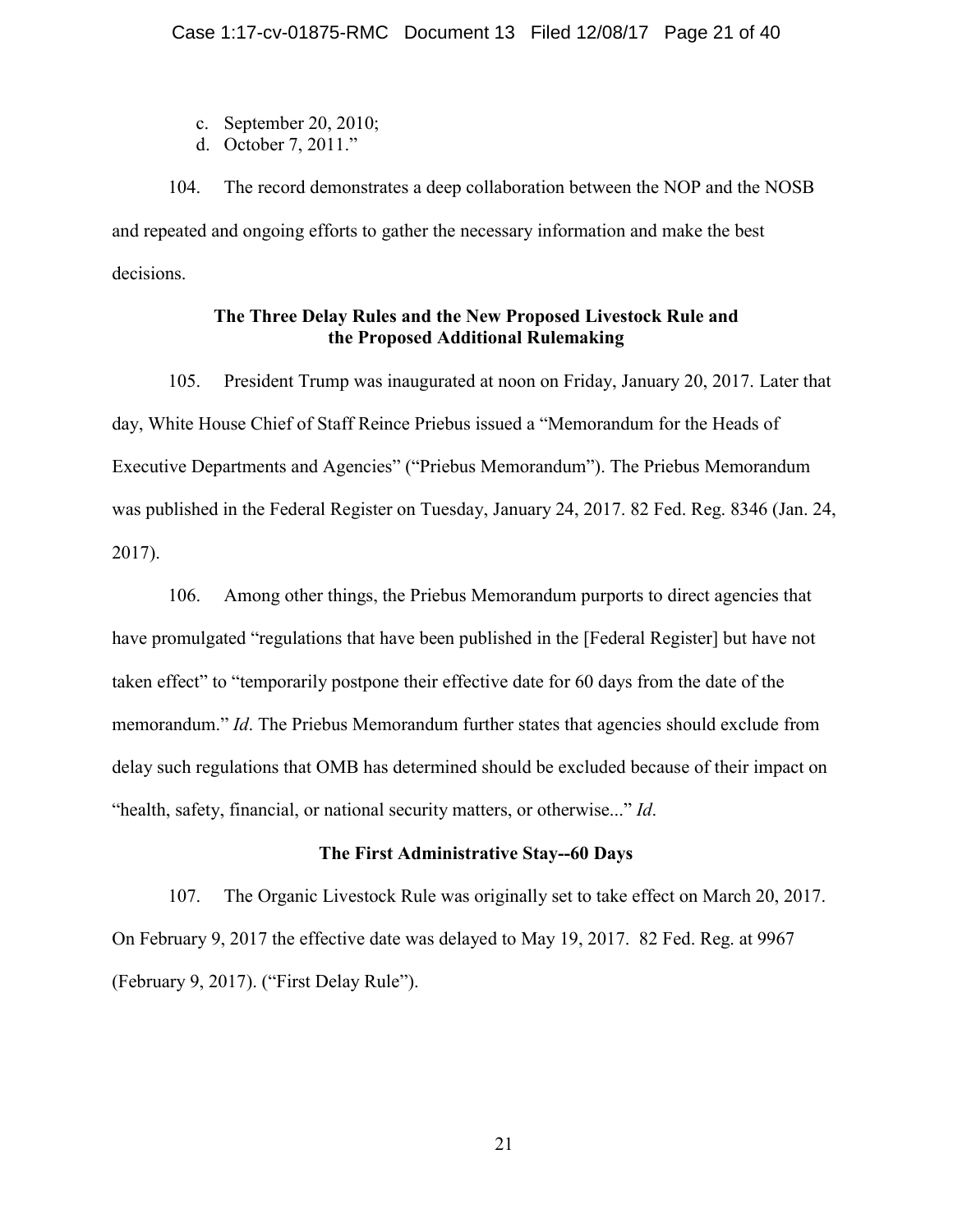c. September 20, 2010;
d. October 7, 2011."

104. The record demonstrates a deep collaboration between the NOP and the NOSB and repeated and ongoing efforts to gather the necessary information and make the best decisions.

### The Three Delay Rules and the New Proposed Livestock Rule and the Proposed Additional Rulemaking

105. President Trump was inaugurated at noon on Friday, January 20, 2017. Later that day, White House Chief of Staff Reince Priebus issued a "Memorandum for the Heads of Executive Departments and Agencies" ("Priebus Memorandum"). The Priebus Memorandum was published in the Federal Register on Tuesday, January 24, 2017. 82 Fed. Reg. 8346 (Jan. 24, 2017).

106. Among other things, the Priebus Memorandum purports to direct agencies that have promulgated "regulations that have been published in the [Federal Register] but have not taken effect" to "temporarily postpone their effective date for 60 days from the date of the memorandum." *Id*. The Priebus Memorandum further states that agencies should exclude from delay such regulations that OMB has determined should be excluded because of their impact on "health, safety, financial, or national security matters, or otherwise..." *Id*.

### The First Administrative Stay--60 Days

107. The Organic Livestock Rule was originally set to take effect on March 20, 2017. On February 9, 2017 the effective date was delayed to May 19, 2017. 82 Fed. Reg. at 9967 (February 9, 2017). ("First Delay Rule").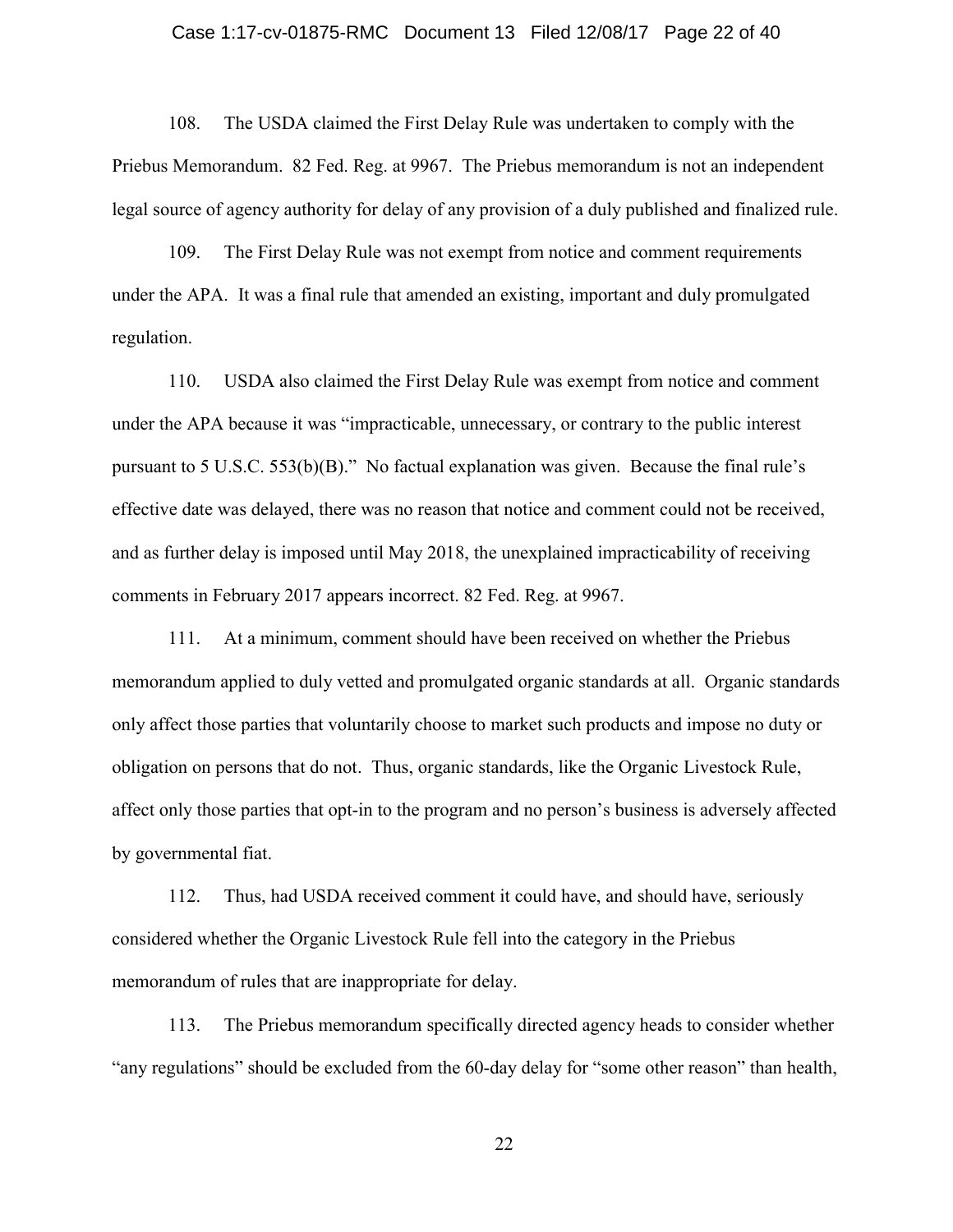108. The USDA claimed the First Delay Rule was undertaken to comply with the Priebus Memorandum. 82 Fed. Reg. at 9967. The Priebus memorandum is not an independent legal source of agency authority for delay of any provision of a duly published and finalized rule.

109. The First Delay Rule was not exempt from notice and comment requirements under the APA. It was a final rule that amended an existing, important and duly promulgated regulation.

110. USDA also claimed the First Delay Rule was exempt from notice and comment under the APA because it was "impracticable, unnecessary, or contrary to the public interest pursuant to 5 U.S.C. 553(b)(B)." No factual explanation was given. Because the final rule's effective date was delayed, there was no reason that notice and comment could not be received, and as further delay is imposed until May 2018, the unexplained impracticability of receiving comments in February 2017 appears incorrect. 82 Fed. Reg. at 9967.

111. At a minimum, comment should have been received on whether the Priebus memorandum applied to duly vetted and promulgated organic standards at all. Organic standards only affect those parties that voluntarily choose to market such products and impose no duty or obligation on persons that do not. Thus, organic standards, like the Organic Livestock Rule, affect only those parties that opt-in to the program and no person's business is adversely affected by governmental fiat.

112. Thus, had USDA received comment it could have, and should have, seriously considered whether the Organic Livestock Rule fell into the category in the Priebus memorandum of rules that are inappropriate for delay.

113. The Priebus memorandum specifically directed agency heads to consider whether "any regulations" should be excluded from the 60-day delay for "some other reason" than health,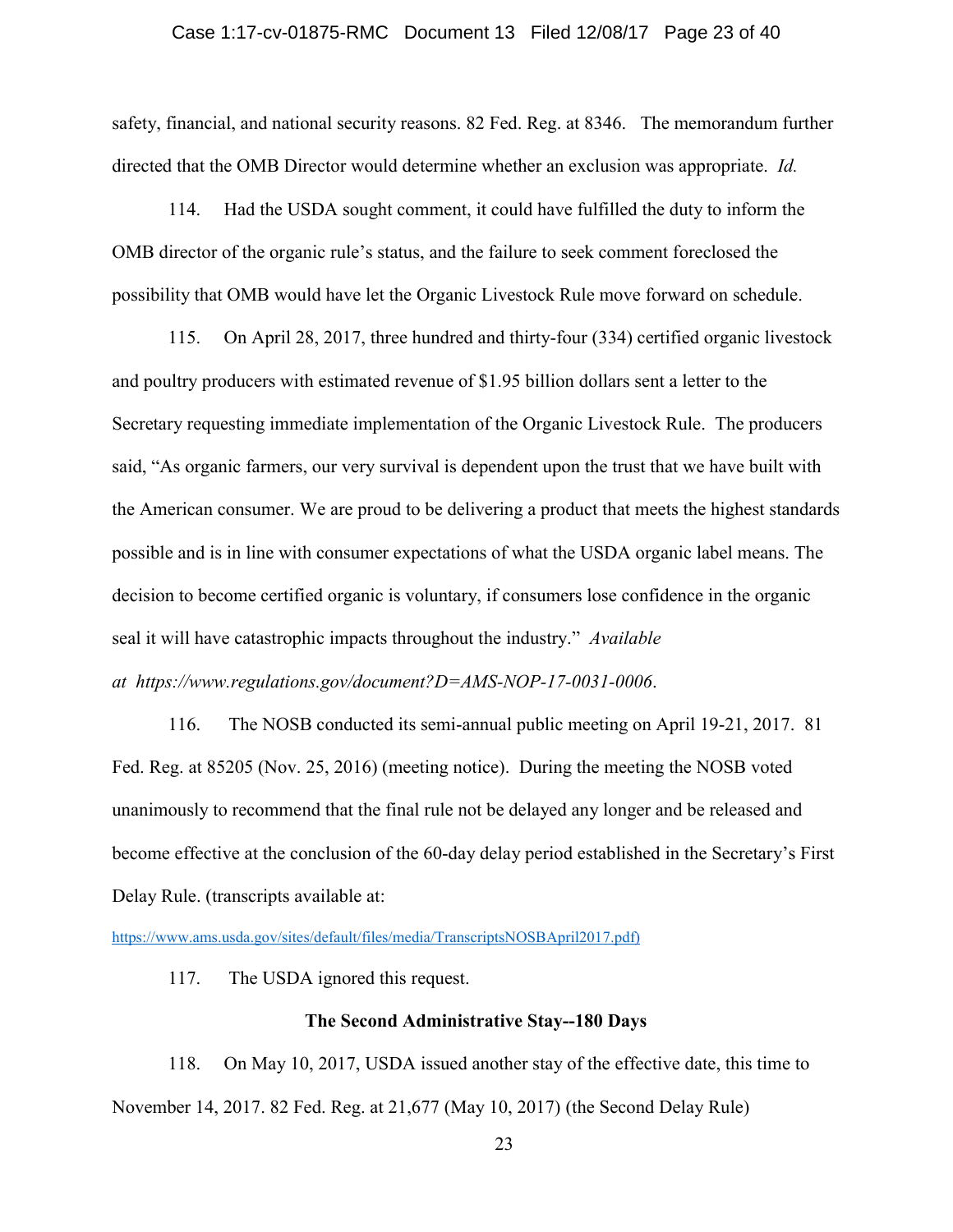safety, financial, and national security reasons. 82 Fed. Reg. at 8346. The memorandum further directed that the OMB Director would determine whether an exclusion was appropriate. *Id.*

114. Had the USDA sought comment, it could have fulfilled the duty to inform the OMB director of the organic rule's status, and the failure to seek comment foreclosed the possibility that OMB would have let the Organic Livestock Rule move forward on schedule.

115. On April 28, 2017, three hundred and thirty-four (334) certified organic livestock and poultry producers with estimated revenue of $1.95 billion dollars sent a letter to the Secretary requesting immediate implementation of the Organic Livestock Rule. The producers said, "As organic farmers, our very survival is dependent upon the trust that we have built with the American consumer. We are proud to be delivering a product that meets the highest standards possible and is in line with consumer expectations of what the USDA organic label means. The decision to become certified organic is voluntary, if consumers lose confidence in the organic seal it will have catastrophic impacts throughout the industry." *Available at https://www.regulations.gov/document?D=AMS-NOP-17-0031-0006*.

116. The NOSB conducted its semi-annual public meeting on April 19-21, 2017. 81 Fed. Reg. at 85205 (Nov. 25, 2016) (meeting notice). During the meeting the NOSB voted unanimously to recommend that the final rule not be delayed any longer and be released and become effective at the conclusion of the 60-day delay period established in the Secretary's First Delay Rule. (transcripts available at: https://www.ams.usda.gov/sites/default/files/media/TranscriptsNOSBApril2017.pdf)

117. The USDA ignored this request.

**The Second Administrative Stay--180 Days**

118. On May 10, 2017, USDA issued another stay of the effective date, this time to November 14, 2017. 82 Fed. Reg. at 21,677 (May 10, 2017) (the Second Delay Rule)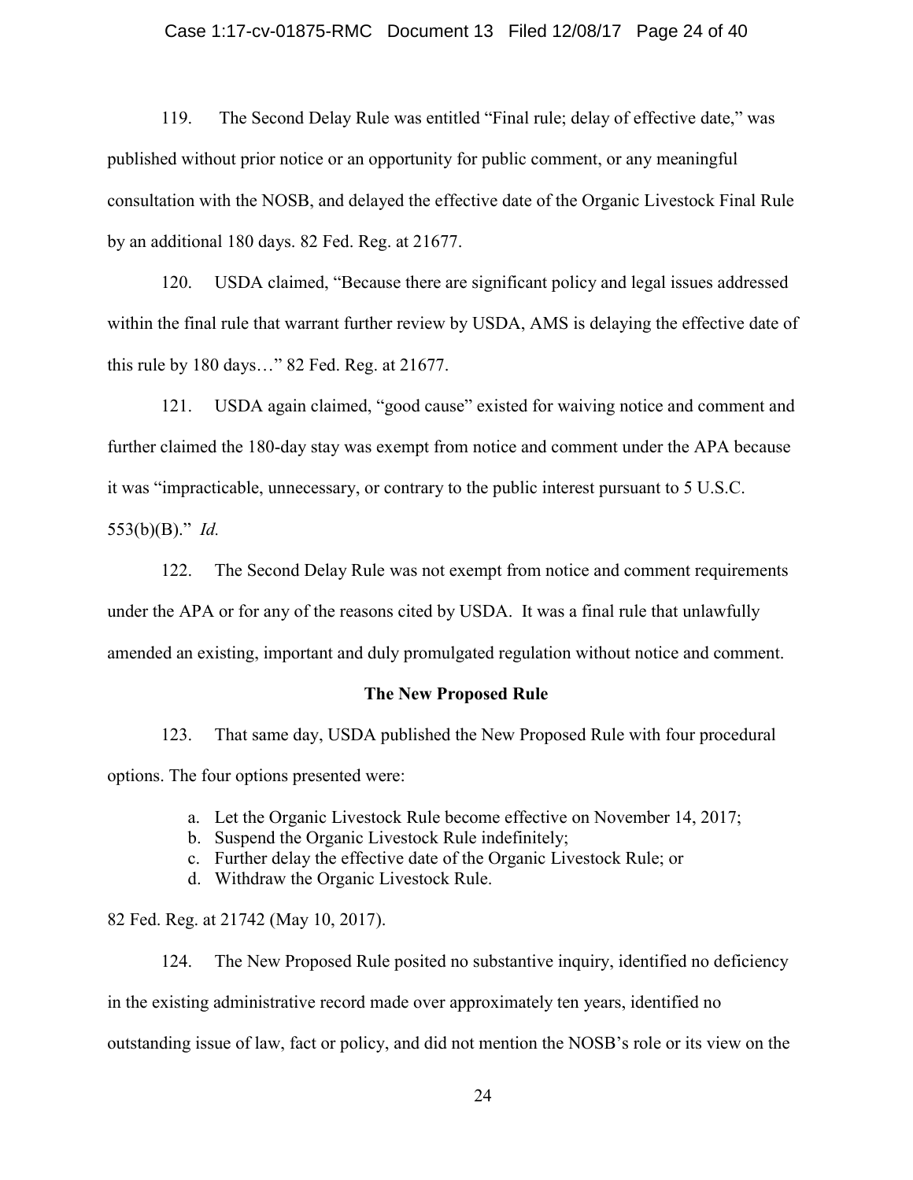119. The Second Delay Rule was entitled "Final rule; delay of effective date," was published without prior notice or an opportunity for public comment, or any meaningful consultation with the NOSB, and delayed the effective date of the Organic Livestock Final Rule by an additional 180 days. 82 Fed. Reg. at 21677.

120. USDA claimed, "Because there are significant policy and legal issues addressed within the final rule that warrant further review by USDA, AMS is delaying the effective date of this rule by 180 days…" 82 Fed. Reg. at 21677.

121. USDA again claimed, "good cause" existed for waiving notice and comment and further claimed the 180-day stay was exempt from notice and comment under the APA because it was "impracticable, unnecessary, or contrary to the public interest pursuant to 5 U.S.C. 553(b)(B)." *Id.*

122. The Second Delay Rule was not exempt from notice and comment requirements under the APA or for any of the reasons cited by USDA. It was a final rule that unlawfully amended an existing, important and duly promulgated regulation without notice and comment.

**The New Proposed Rule**

123. That same day, USDA published the New Proposed Rule with four procedural options. The four options presented were:

a. Let the Organic Livestock Rule become effective on November 14, 2017;
b. Suspend the Organic Livestock Rule indefinitely;
c. Further delay the effective date of the Organic Livestock Rule; or
d. Withdraw the Organic Livestock Rule.

82 Fed. Reg. at 21742 (May 10, 2017).

124. The New Proposed Rule posited no substantive inquiry, identified no deficiency in the existing administrative record made over approximately ten years, identified no outstanding issue of law, fact or policy, and did not mention the NOSB's role or its view on the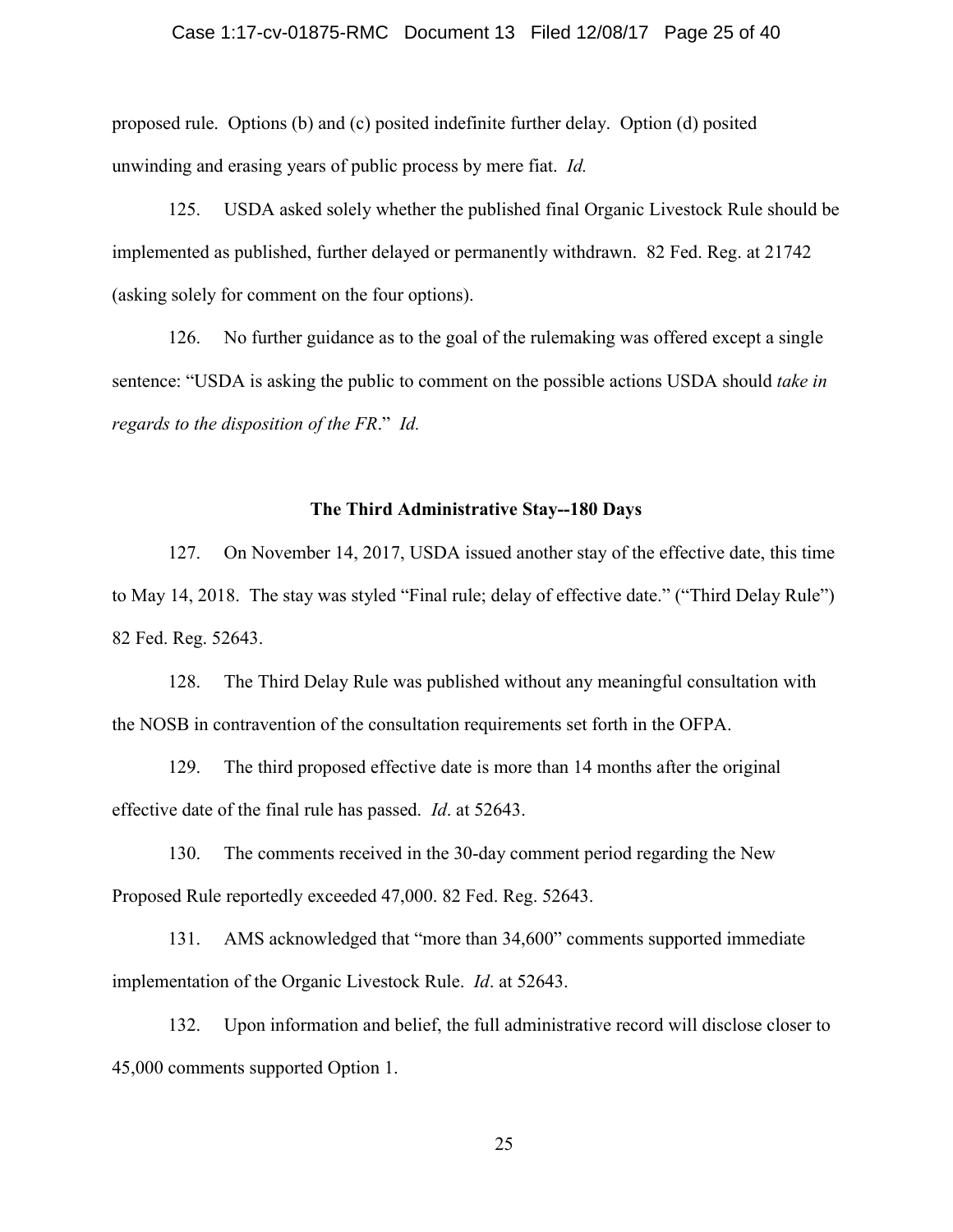proposed rule. Options (b) and (c) posited indefinite further delay. Option (d) posited unwinding and erasing years of public process by mere fiat. *Id.*

125. USDA asked solely whether the published final Organic Livestock Rule should be implemented as published, further delayed or permanently withdrawn. 82 Fed. Reg. at 21742 (asking solely for comment on the four options).

126. No further guidance as to the goal of the rulemaking was offered except a single sentence: "USDA is asking the public to comment on the possible actions USDA should *take in regards to the disposition of the FR*." *Id.*

**The Third Administrative Stay--180 Days**

127. On November 14, 2017, USDA issued another stay of the effective date, this time to May 14, 2018. The stay was styled "Final rule; delay of effective date." ("Third Delay Rule") 82 Fed. Reg. 52643.

128. The Third Delay Rule was published without any meaningful consultation with the NOSB in contravention of the consultation requirements set forth in the OFPA.

129. The third proposed effective date is more than 14 months after the original effective date of the final rule has passed. *Id*. at 52643.

130. The comments received in the 30-day comment period regarding the New Proposed Rule reportedly exceeded 47,000. 82 Fed. Reg. 52643.

131. AMS acknowledged that "more than 34,600" comments supported immediate implementation of the Organic Livestock Rule. *Id*. at 52643.

132. Upon information and belief, the full administrative record will disclose closer to 45,000 comments supported Option 1.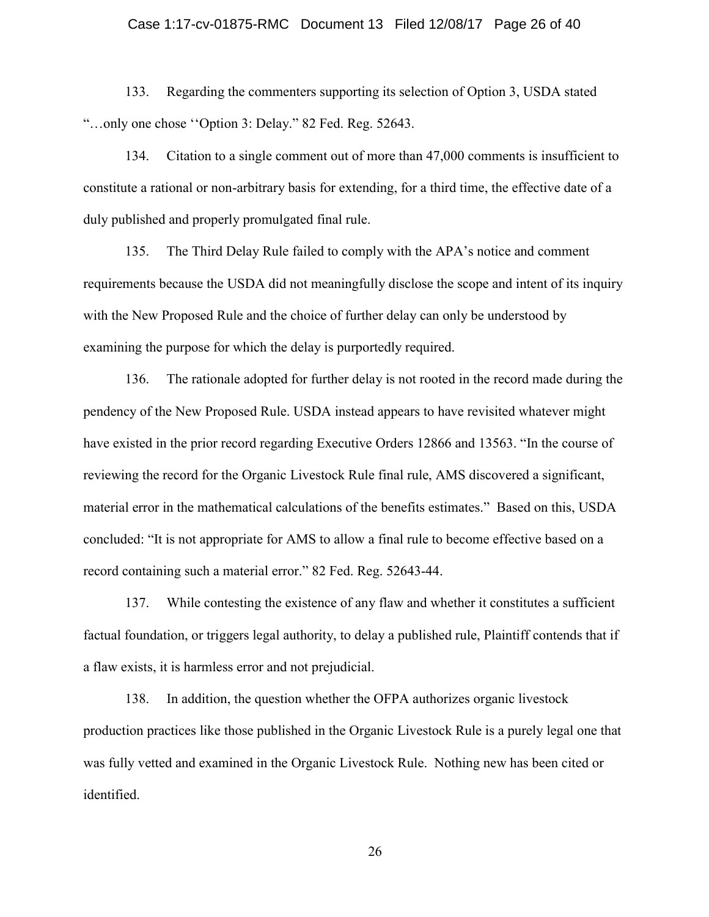133. Regarding the commenters supporting its selection of Option 3, USDA stated "…only one chose ''Option 3: Delay." 82 Fed. Reg. 52643.

134. Citation to a single comment out of more than 47,000 comments is insufficient to constitute a rational or non-arbitrary basis for extending, for a third time, the effective date of a duly published and properly promulgated final rule.

135. The Third Delay Rule failed to comply with the APA's notice and comment requirements because the USDA did not meaningfully disclose the scope and intent of its inquiry with the New Proposed Rule and the choice of further delay can only be understood by examining the purpose for which the delay is purportedly required.

136. The rationale adopted for further delay is not rooted in the record made during the pendency of the New Proposed Rule. USDA instead appears to have revisited whatever might have existed in the prior record regarding Executive Orders 12866 and 13563. "In the course of reviewing the record for the Organic Livestock Rule final rule, AMS discovered a significant, material error in the mathematical calculations of the benefits estimates." Based on this, USDA concluded: "It is not appropriate for AMS to allow a final rule to become effective based on a record containing such a material error." 82 Fed. Reg. 52643-44.

137. While contesting the existence of any flaw and whether it constitutes a sufficient factual foundation, or triggers legal authority, to delay a published rule, Plaintiff contends that if a flaw exists, it is harmless error and not prejudicial.

138. In addition, the question whether the OFPA authorizes organic livestock production practices like those published in the Organic Livestock Rule is a purely legal one that was fully vetted and examined in the Organic Livestock Rule. Nothing new has been cited or identified.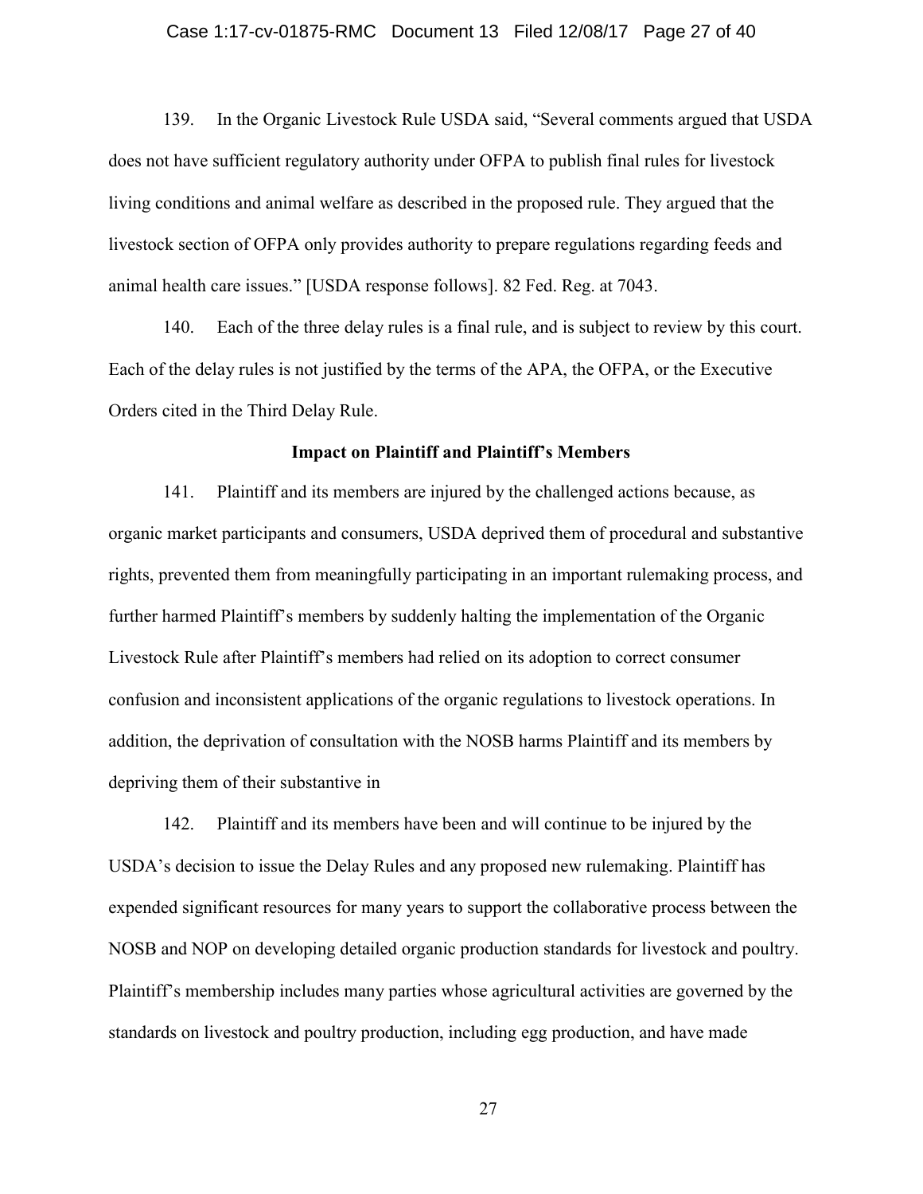139. In the Organic Livestock Rule USDA said, "Several comments argued that USDA does not have sufficient regulatory authority under OFPA to publish final rules for livestock living conditions and animal welfare as described in the proposed rule. They argued that the livestock section of OFPA only provides authority to prepare regulations regarding feeds and animal health care issues." [USDA response follows]. 82 Fed. Reg. at 7043.

140. Each of the three delay rules is a final rule, and is subject to review by this court. Each of the delay rules is not justified by the terms of the APA, the OFPA, or the Executive Orders cited in the Third Delay Rule.

**Impact on Plaintiff and Plaintiff's Members**

141. Plaintiff and its members are injured by the challenged actions because, as organic market participants and consumers, USDA deprived them of procedural and substantive rights, prevented them from meaningfully participating in an important rulemaking process, and further harmed Plaintiff's members by suddenly halting the implementation of the Organic Livestock Rule after Plaintiff's members had relied on its adoption to correct consumer confusion and inconsistent applications of the organic regulations to livestock operations. In addition, the deprivation of consultation with the NOSB harms Plaintiff and its members by depriving them of their substantive in

142. Plaintiff and its members have been and will continue to be injured by the USDA's decision to issue the Delay Rules and any proposed new rulemaking. Plaintiff has expended significant resources for many years to support the collaborative process between the NOSB and NOP on developing detailed organic production standards for livestock and poultry. Plaintiff's membership includes many parties whose agricultural activities are governed by the standards on livestock and poultry production, including egg production, and have made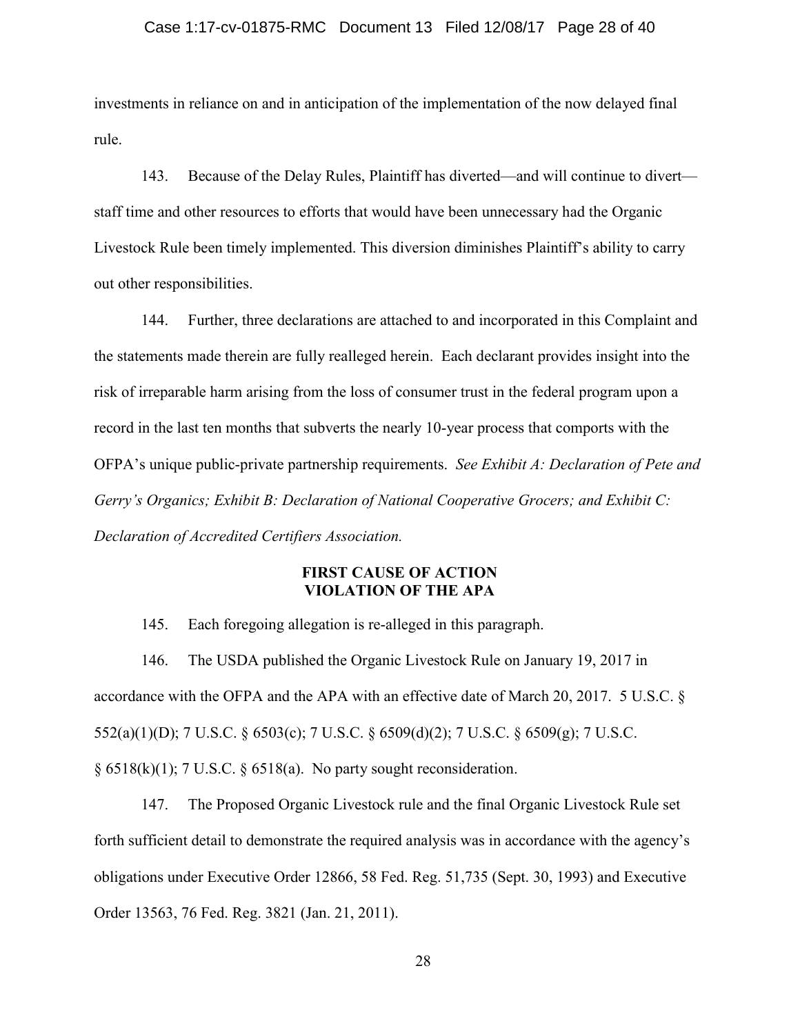investments in reliance on and in anticipation of the implementation of the now delayed final rule.

143. Because of the Delay Rules, Plaintiff has diverted—and will continue to divert—staff time and other resources to efforts that would have been unnecessary had the Organic Livestock Rule been timely implemented. This diversion diminishes Plaintiff's ability to carry out other responsibilities.

144. Further, three declarations are attached to and incorporated in this Complaint and the statements made therein are fully realleged herein. Each declarant provides insight into the risk of irreparable harm arising from the loss of consumer trust in the federal program upon a record in the last ten months that subverts the nearly 10-year process that comports with the OFPA's unique public-private partnership requirements. *See Exhibit A: Declaration of Pete and Gerry's Organics; Exhibit B: Declaration of National Cooperative Grocers; and Exhibit C: Declaration of Accredited Certifiers Association.*

**FIRST CAUSE OF ACTION**
**VIOLATION OF THE APA**

145. Each foregoing allegation is re-alleged in this paragraph.

146. The USDA published the Organic Livestock Rule on January 19, 2017 in accordance with the OFPA and the APA with an effective date of March 20, 2017. 5 U.S.C. § 552(a)(1)(D); 7 U.S.C. § 6503(c); 7 U.S.C. § 6509(d)(2); 7 U.S.C. § 6509(g); 7 U.S.C. § 6518(k)(1); 7 U.S.C. § 6518(a). No party sought reconsideration.

147. The Proposed Organic Livestock rule and the final Organic Livestock Rule set forth sufficient detail to demonstrate the required analysis was in accordance with the agency's obligations under Executive Order 12866, 58 Fed. Reg. 51,735 (Sept. 30, 1993) and Executive Order 13563, 76 Fed. Reg. 3821 (Jan. 21, 2011).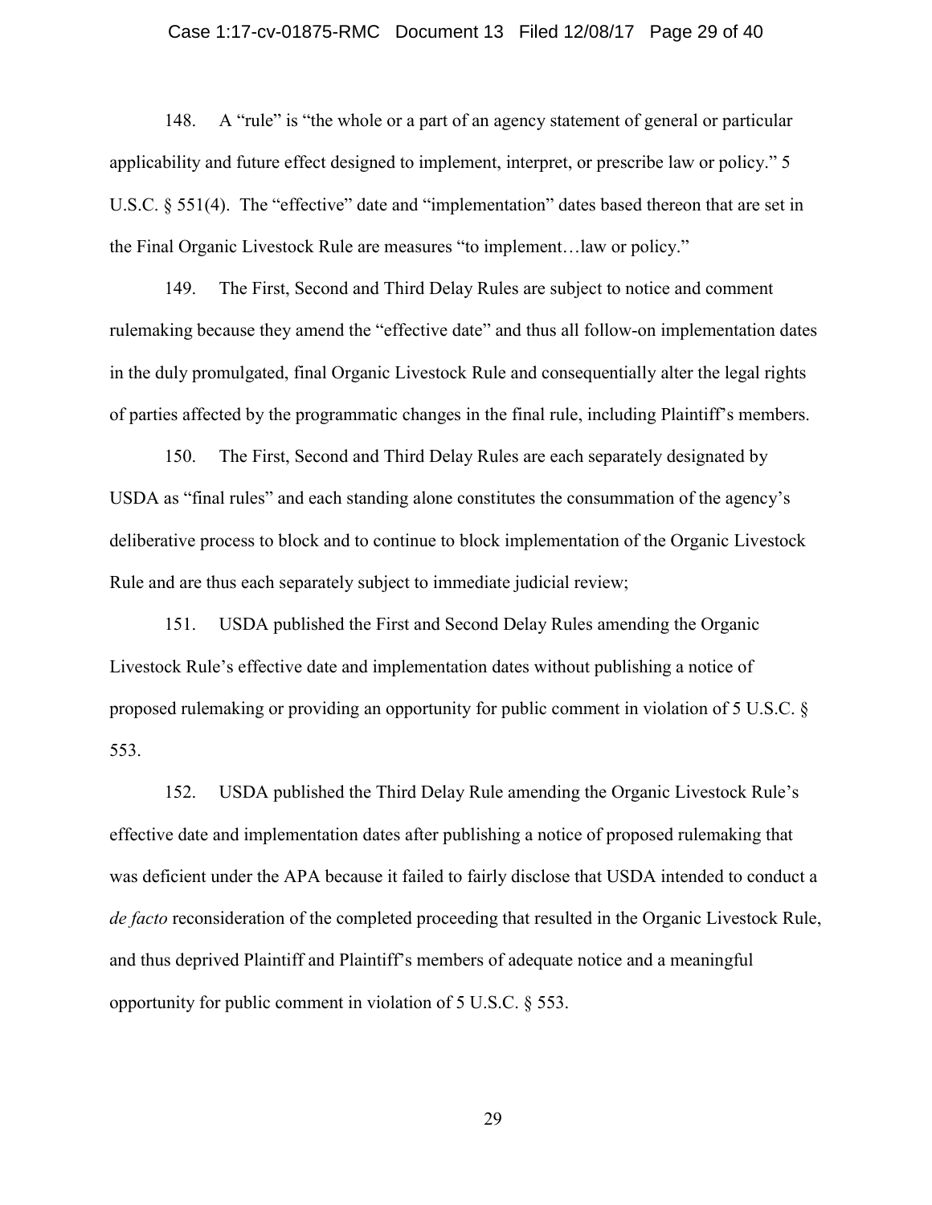148. A "rule" is "the whole or a part of an agency statement of general or particular applicability and future effect designed to implement, interpret, or prescribe law or policy." 5 U.S.C. § 551(4). The "effective" date and "implementation" dates based thereon that are set in the Final Organic Livestock Rule are measures "to implement…law or policy."

149. The First, Second and Third Delay Rules are subject to notice and comment rulemaking because they amend the "effective date" and thus all follow-on implementation dates in the duly promulgated, final Organic Livestock Rule and consequentially alter the legal rights of parties affected by the programmatic changes in the final rule, including Plaintiff's members.

150. The First, Second and Third Delay Rules are each separately designated by USDA as "final rules" and each standing alone constitutes the consummation of the agency's deliberative process to block and to continue to block implementation of the Organic Livestock Rule and are thus each separately subject to immediate judicial review;

151. USDA published the First and Second Delay Rules amending the Organic Livestock Rule's effective date and implementation dates without publishing a notice of proposed rulemaking or providing an opportunity for public comment in violation of 5 U.S.C. § 553.

152. USDA published the Third Delay Rule amending the Organic Livestock Rule's effective date and implementation dates after publishing a notice of proposed rulemaking that was deficient under the APA because it failed to fairly disclose that USDA intended to conduct a *de facto* reconsideration of the completed proceeding that resulted in the Organic Livestock Rule, and thus deprived Plaintiff and Plaintiff's members of adequate notice and a meaningful opportunity for public comment in violation of 5 U.S.C. § 553.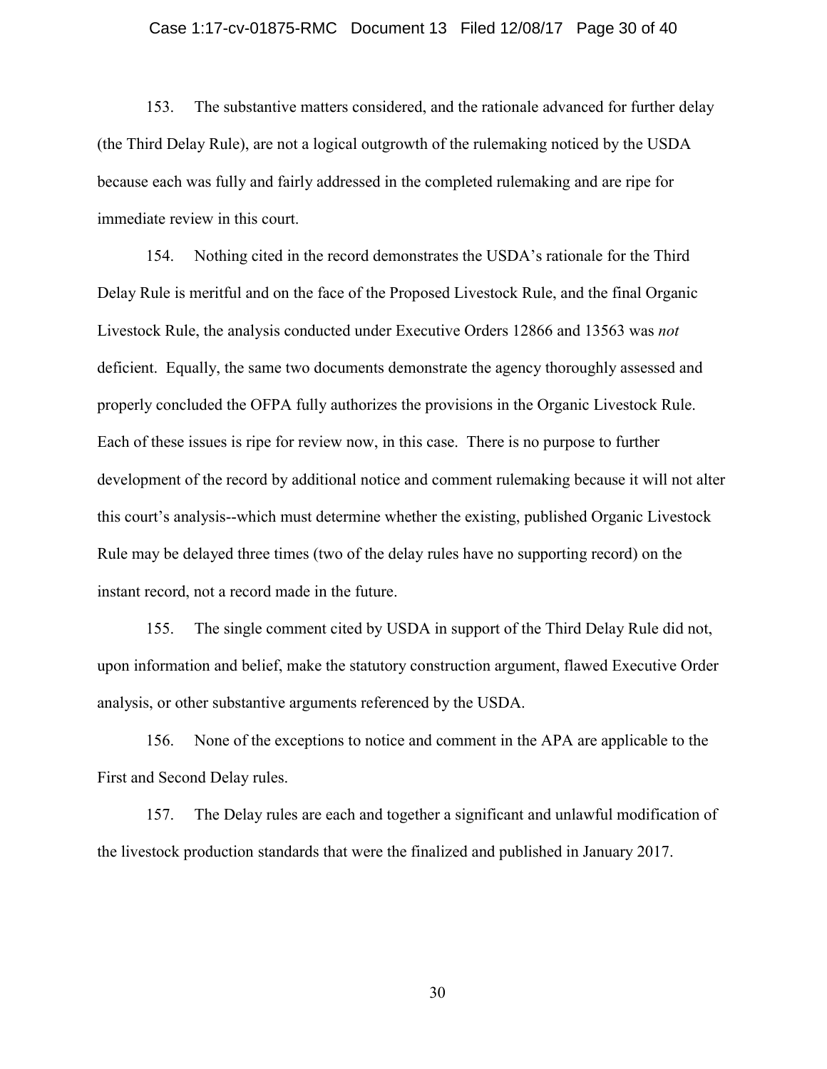153. The substantive matters considered, and the rationale advanced for further delay (the Third Delay Rule), are not a logical outgrowth of the rulemaking noticed by the USDA because each was fully and fairly addressed in the completed rulemaking and are ripe for immediate review in this court.

154. Nothing cited in the record demonstrates the USDA's rationale for the Third Delay Rule is meritful and on the face of the Proposed Livestock Rule, and the final Organic Livestock Rule, the analysis conducted under Executive Orders 12866 and 13563 was *not* deficient. Equally, the same two documents demonstrate the agency thoroughly assessed and properly concluded the OFPA fully authorizes the provisions in the Organic Livestock Rule. Each of these issues is ripe for review now, in this case. There is no purpose to further development of the record by additional notice and comment rulemaking because it will not alter this court's analysis--which must determine whether the existing, published Organic Livestock Rule may be delayed three times (two of the delay rules have no supporting record) on the instant record, not a record made in the future.

155. The single comment cited by USDA in support of the Third Delay Rule did not, upon information and belief, make the statutory construction argument, flawed Executive Order analysis, or other substantive arguments referenced by the USDA.

156. None of the exceptions to notice and comment in the APA are applicable to the First and Second Delay rules.

157. The Delay rules are each and together a significant and unlawful modification of the livestock production standards that were the finalized and published in January 2017.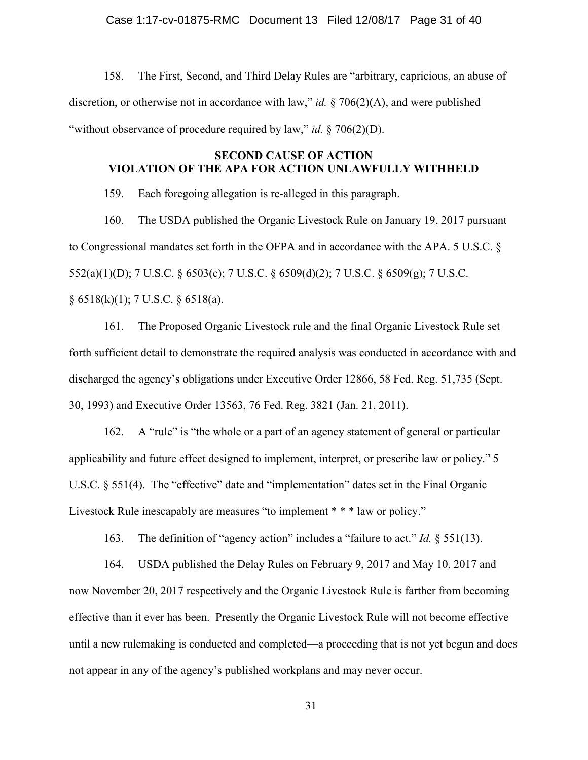158. The First, Second, and Third Delay Rules are "arbitrary, capricious, an abuse of discretion, or otherwise not in accordance with law," *id.* § 706(2)(A), and were published "without observance of procedure required by law," *id.* § 706(2)(D).

**SECOND CAUSE OF ACTION**
**VIOLATION OF THE APA FOR ACTION UNLAWFULLY WITHHELD**

159. Each foregoing allegation is re-alleged in this paragraph.

160. The USDA published the Organic Livestock Rule on January 19, 2017 pursuant to Congressional mandates set forth in the OFPA and in accordance with the APA. 5 U.S.C. § 552(a)(1)(D); 7 U.S.C. § 6503(c); 7 U.S.C. § 6509(d)(2); 7 U.S.C. § 6509(g); 7 U.S.C. § 6518(k)(1); 7 U.S.C. § 6518(a).

161. The Proposed Organic Livestock rule and the final Organic Livestock Rule set forth sufficient detail to demonstrate the required analysis was conducted in accordance with and discharged the agency's obligations under Executive Order 12866, 58 Fed. Reg. 51,735 (Sept. 30, 1993) and Executive Order 13563, 76 Fed. Reg. 3821 (Jan. 21, 2011).

162. A "rule" is "the whole or a part of an agency statement of general or particular applicability and future effect designed to implement, interpret, or prescribe law or policy." 5 U.S.C. § 551(4). The "effective" date and "implementation" dates set in the Final Organic Livestock Rule inescapably are measures "to implement * * * law or policy."

163. The definition of "agency action" includes a "failure to act." *Id.* § 551(13).

164. USDA published the Delay Rules on February 9, 2017 and May 10, 2017 and now November 20, 2017 respectively and the Organic Livestock Rule is farther from becoming effective than it ever has been. Presently the Organic Livestock Rule will not become effective until a new rulemaking is conducted and completed—a proceeding that is not yet begun and does not appear in any of the agency's published workplans and may never occur.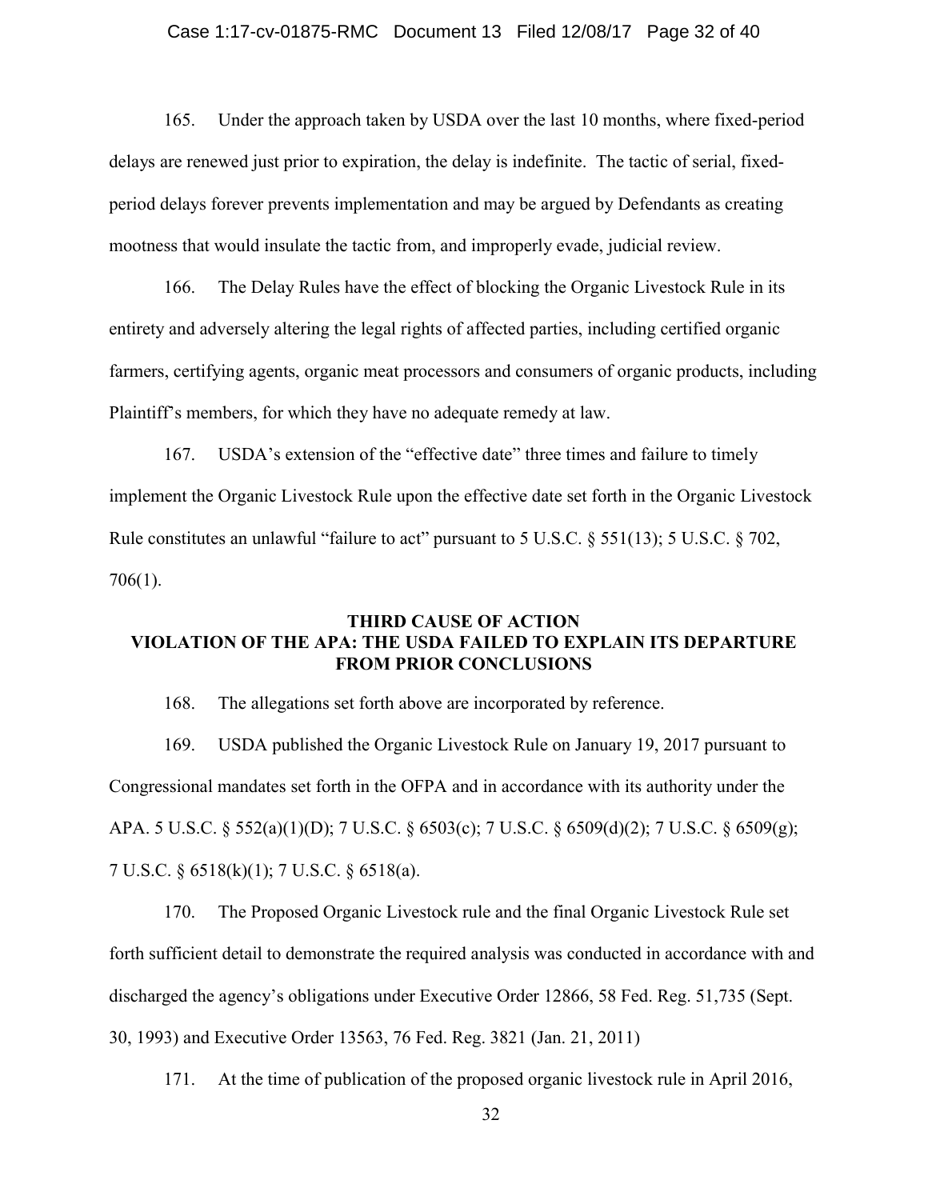165. Under the approach taken by USDA over the last 10 months, where fixed-period delays are renewed just prior to expiration, the delay is indefinite. The tactic of serial, fixed-period delays forever prevents implementation and may be argued by Defendants as creating mootness that would insulate the tactic from, and improperly evade, judicial review.

166. The Delay Rules have the effect of blocking the Organic Livestock Rule in its entirety and adversely altering the legal rights of affected parties, including certified organic farmers, certifying agents, organic meat processors and consumers of organic products, including Plaintiff's members, for which they have no adequate remedy at law.

167. USDA's extension of the "effective date" three times and failure to timely implement the Organic Livestock Rule upon the effective date set forth in the Organic Livestock Rule constitutes an unlawful "failure to act" pursuant to 5 U.S.C. § 551(13); 5 U.S.C. § 702, 706(1).

## THIRD CAUSE OF ACTION
## VIOLATION OF THE APA: THE USDA FAILED TO EXPLAIN ITS DEPARTURE FROM PRIOR CONCLUSIONS

168. The allegations set forth above are incorporated by reference.

169. USDA published the Organic Livestock Rule on January 19, 2017 pursuant to Congressional mandates set forth in the OFPA and in accordance with its authority under the APA. 5 U.S.C. § 552(a)(1)(D); 7 U.S.C. § 6503(c); 7 U.S.C. § 6509(d)(2); 7 U.S.C. § 6509(g); 7 U.S.C. § 6518(k)(1); 7 U.S.C. § 6518(a).

170. The Proposed Organic Livestock rule and the final Organic Livestock Rule set forth sufficient detail to demonstrate the required analysis was conducted in accordance with and discharged the agency's obligations under Executive Order 12866, 58 Fed. Reg. 51,735 (Sept. 30, 1993) and Executive Order 13563, 76 Fed. Reg. 3821 (Jan. 21, 2011)

171. At the time of publication of the proposed organic livestock rule in April 2016,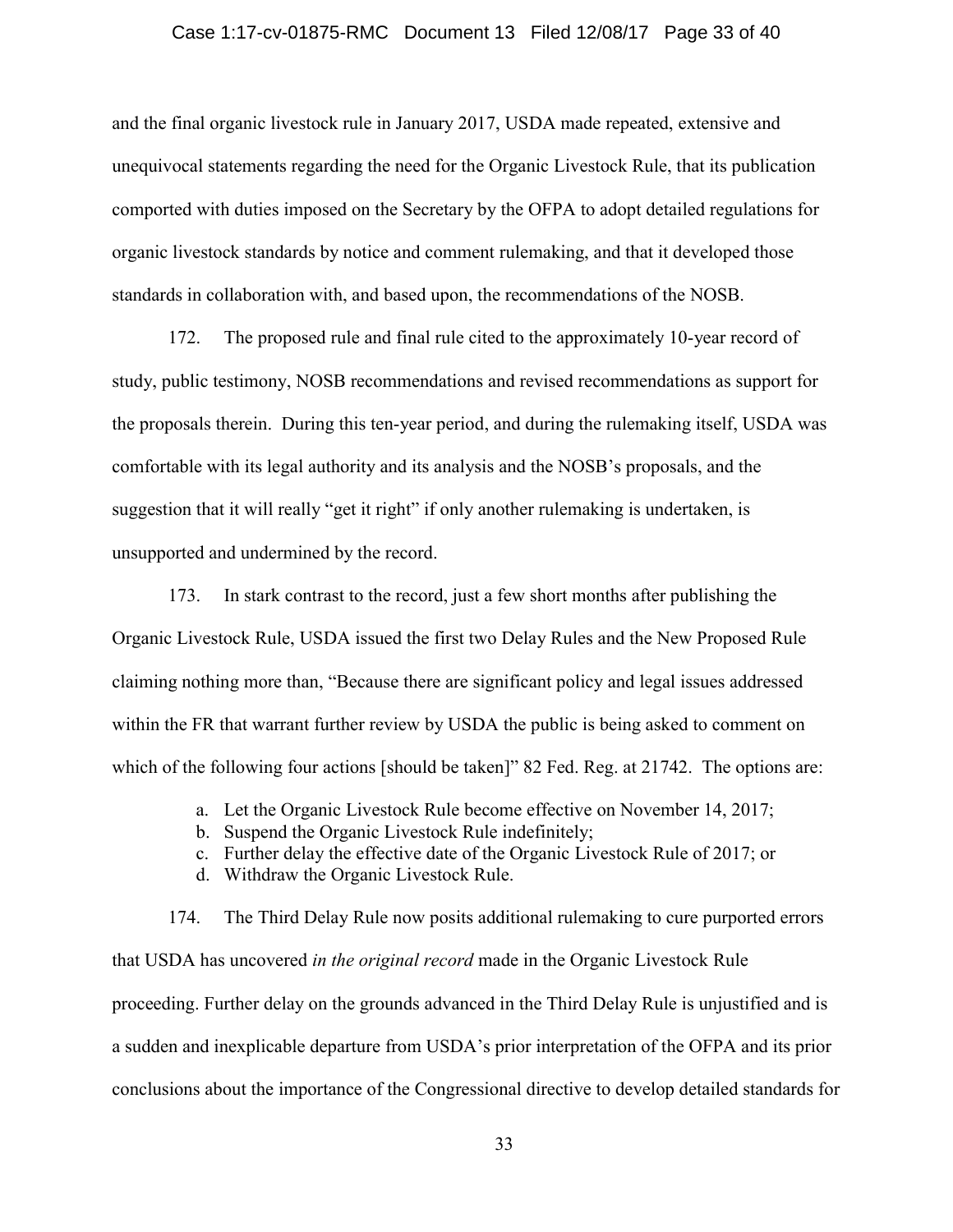and the final organic livestock rule in January 2017, USDA made repeated, extensive and unequivocal statements regarding the need for the Organic Livestock Rule, that its publication comported with duties imposed on the Secretary by the OFPA to adopt detailed regulations for organic livestock standards by notice and comment rulemaking, and that it developed those standards in collaboration with, and based upon, the recommendations of the NOSB.

172. The proposed rule and final rule cited to the approximately 10-year record of study, public testimony, NOSB recommendations and revised recommendations as support for the proposals therein. During this ten-year period, and during the rulemaking itself, USDA was comfortable with its legal authority and its analysis and the NOSB's proposals, and the suggestion that it will really "get it right" if only another rulemaking is undertaken, is unsupported and undermined by the record.

173. In stark contrast to the record, just a few short months after publishing the Organic Livestock Rule, USDA issued the first two Delay Rules and the New Proposed Rule claiming nothing more than, "Because there are significant policy and legal issues addressed within the FR that warrant further review by USDA the public is being asked to comment on which of the following four actions [should be taken]" 82 Fed. Reg. at 21742. The options are:

a. Let the Organic Livestock Rule become effective on November 14, 2017;
b. Suspend the Organic Livestock Rule indefinitely;
c. Further delay the effective date of the Organic Livestock Rule of 2017; or
d. Withdraw the Organic Livestock Rule.

174. The Third Delay Rule now posits additional rulemaking to cure purported errors that USDA has uncovered *in the original record* made in the Organic Livestock Rule proceeding. Further delay on the grounds advanced in the Third Delay Rule is unjustified and is a sudden and inexplicable departure from USDA's prior interpretation of the OFPA and its prior conclusions about the importance of the Congressional directive to develop detailed standards for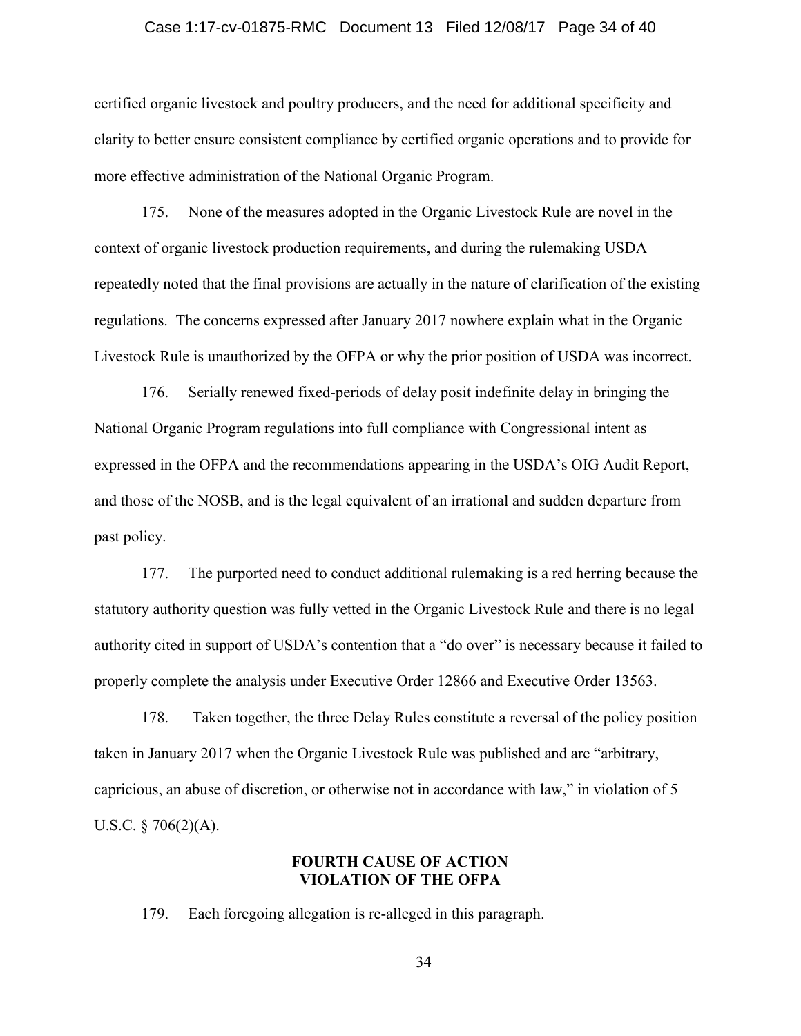certified organic livestock and poultry producers, and the need for additional specificity and clarity to better ensure consistent compliance by certified organic operations and to provide for more effective administration of the National Organic Program.

175. None of the measures adopted in the Organic Livestock Rule are novel in the context of organic livestock production requirements, and during the rulemaking USDA repeatedly noted that the final provisions are actually in the nature of clarification of the existing regulations. The concerns expressed after January 2017 nowhere explain what in the Organic Livestock Rule is unauthorized by the OFPA or why the prior position of USDA was incorrect.

176. Serially renewed fixed-periods of delay posit indefinite delay in bringing the National Organic Program regulations into full compliance with Congressional intent as expressed in the OFPA and the recommendations appearing in the USDA's OIG Audit Report, and those of the NOSB, and is the legal equivalent of an irrational and sudden departure from past policy.

177. The purported need to conduct additional rulemaking is a red herring because the statutory authority question was fully vetted in the Organic Livestock Rule and there is no legal authority cited in support of USDA's contention that a "do over" is necessary because it failed to properly complete the analysis under Executive Order 12866 and Executive Order 13563.

178. Taken together, the three Delay Rules constitute a reversal of the policy position taken in January 2017 when the Organic Livestock Rule was published and are "arbitrary, capricious, an abuse of discretion, or otherwise not in accordance with law," in violation of 5 U.S.C. § 706(2)(A).

## FOURTH CAUSE OF ACTION
## VIOLATION OF THE OFPA

179. Each foregoing allegation is re-alleged in this paragraph.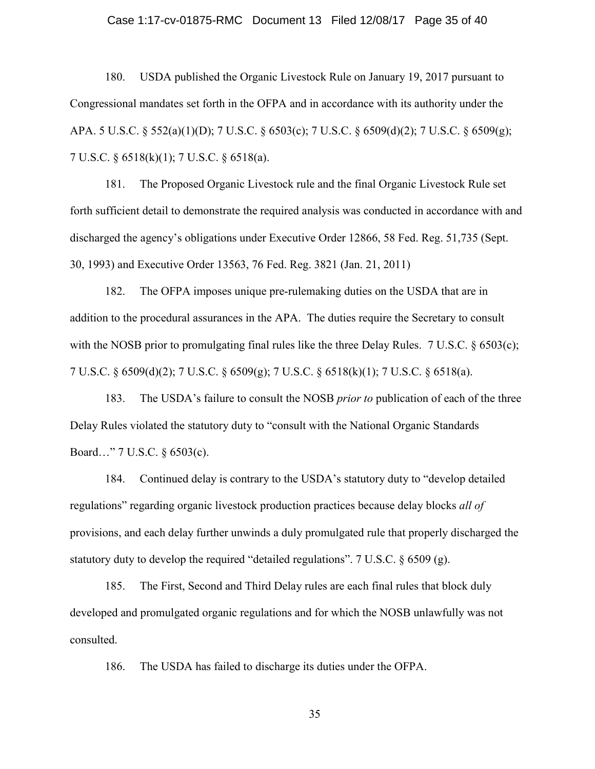180. USDA published the Organic Livestock Rule on January 19, 2017 pursuant to Congressional mandates set forth in the OFPA and in accordance with its authority under the APA. 5 U.S.C. § 552(a)(1)(D); 7 U.S.C. § 6503(c); 7 U.S.C. § 6509(d)(2); 7 U.S.C. § 6509(g); 7 U.S.C. § 6518(k)(1); 7 U.S.C. § 6518(a).

181. The Proposed Organic Livestock rule and the final Organic Livestock Rule set forth sufficient detail to demonstrate the required analysis was conducted in accordance with and discharged the agency's obligations under Executive Order 12866, 58 Fed. Reg. 51,735 (Sept. 30, 1993) and Executive Order 13563, 76 Fed. Reg. 3821 (Jan. 21, 2011)

182. The OFPA imposes unique pre-rulemaking duties on the USDA that are in addition to the procedural assurances in the APA. The duties require the Secretary to consult with the NOSB prior to promulgating final rules like the three Delay Rules. 7 U.S.C. § 6503(c); 7 U.S.C. § 6509(d)(2); 7 U.S.C. § 6509(g); 7 U.S.C. § 6518(k)(1); 7 U.S.C. § 6518(a).

183. The USDA's failure to consult the NOSB *prior to* publication of each of the three Delay Rules violated the statutory duty to "consult with the National Organic Standards Board…" 7 U.S.C. § 6503(c).

184. Continued delay is contrary to the USDA's statutory duty to "develop detailed regulations" regarding organic livestock production practices because delay blocks *all of* provisions, and each delay further unwinds a duly promulgated rule that properly discharged the statutory duty to develop the required "detailed regulations". 7 U.S.C. § 6509 (g).

185. The First, Second and Third Delay rules are each final rules that block duly developed and promulgated organic regulations and for which the NOSB unlawfully was not consulted.

186. The USDA has failed to discharge its duties under the OFPA.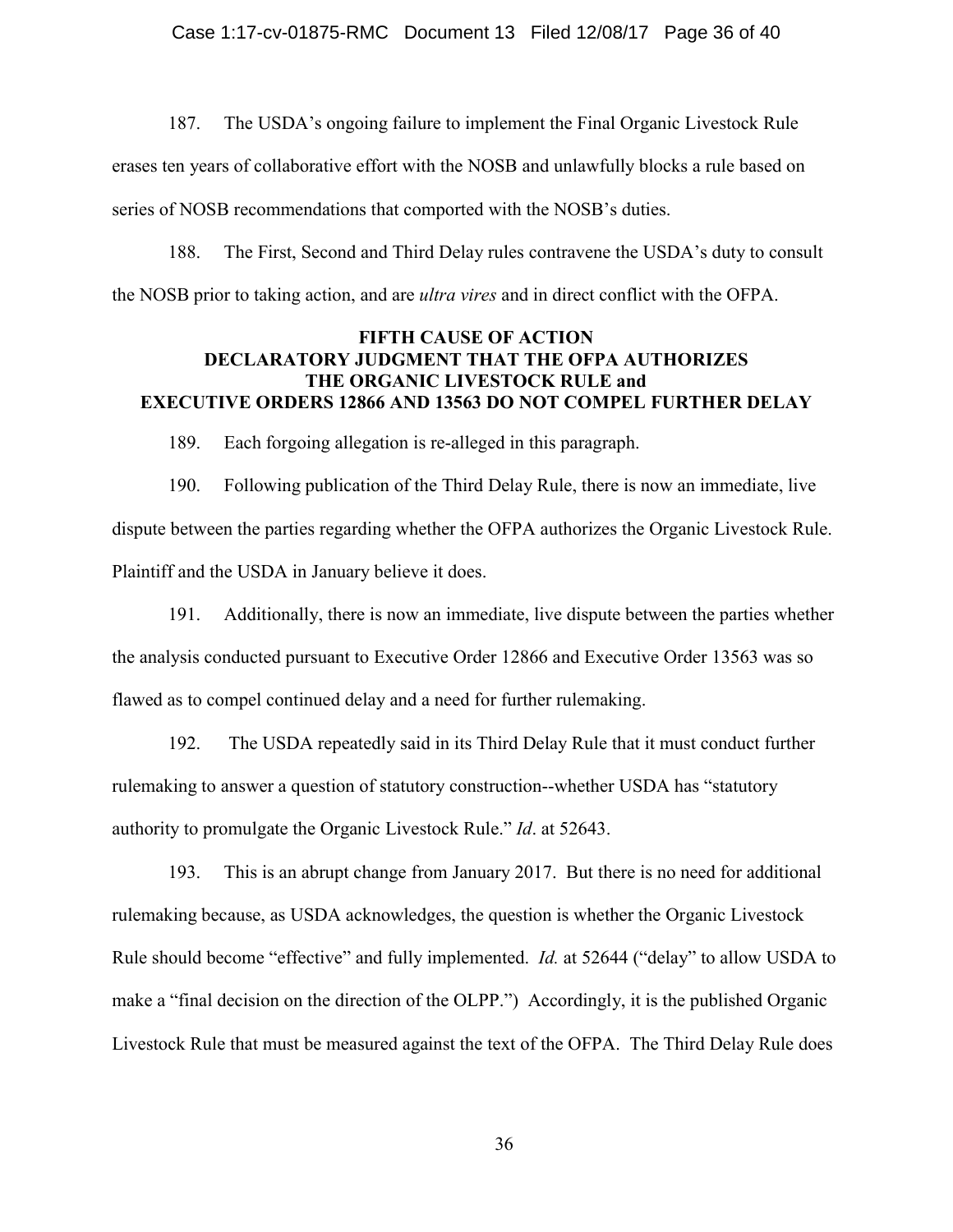187. The USDA's ongoing failure to implement the Final Organic Livestock Rule erases ten years of collaborative effort with the NOSB and unlawfully blocks a rule based on series of NOSB recommendations that comported with the NOSB's duties.

188. The First, Second and Third Delay rules contravene the USDA's duty to consult the NOSB prior to taking action, and are *ultra vires* and in direct conflict with the OFPA.

**FIFTH CAUSE OF ACTION**
**DECLARATORY JUDGMENT THAT THE OFPA AUTHORIZES THE ORGANIC LIVESTOCK RULE and EXECUTIVE ORDERS 12866 AND 13563 DO NOT COMPEL FURTHER DELAY**

189. Each forgoing allegation is re-alleged in this paragraph.

190. Following publication of the Third Delay Rule, there is now an immediate, live dispute between the parties regarding whether the OFPA authorizes the Organic Livestock Rule. Plaintiff and the USDA in January believe it does.

191. Additionally, there is now an immediate, live dispute between the parties whether the analysis conducted pursuant to Executive Order 12866 and Executive Order 13563 was so flawed as to compel continued delay and a need for further rulemaking.

192. The USDA repeatedly said in its Third Delay Rule that it must conduct further rulemaking to answer a question of statutory construction--whether USDA has "statutory authority to promulgate the Organic Livestock Rule." *Id*. at 52643.

193. This is an abrupt change from January 2017. But there is no need for additional rulemaking because, as USDA acknowledges, the question is whether the Organic Livestock Rule should become "effective" and fully implemented. *Id.* at 52644 ("delay" to allow USDA to make a "final decision on the direction of the OLPP.") Accordingly, it is the published Organic Livestock Rule that must be measured against the text of the OFPA. The Third Delay Rule does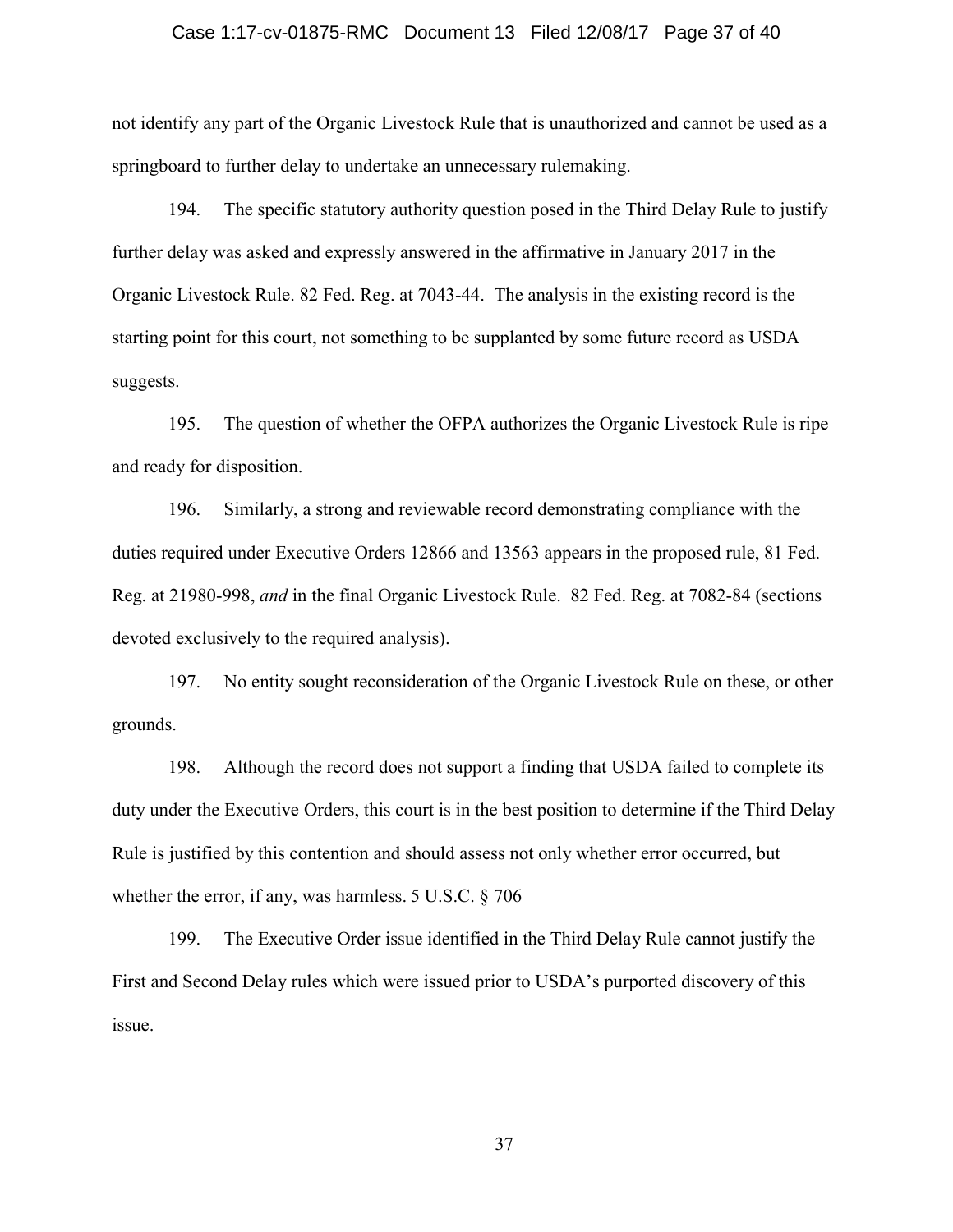not identify any part of the Organic Livestock Rule that is unauthorized and cannot be used as a springboard to further delay to undertake an unnecessary rulemaking.

194. The specific statutory authority question posed in the Third Delay Rule to justify further delay was asked and expressly answered in the affirmative in January 2017 in the Organic Livestock Rule. 82 Fed. Reg. at 7043-44. The analysis in the existing record is the starting point for this court, not something to be supplanted by some future record as USDA suggests.

195. The question of whether the OFPA authorizes the Organic Livestock Rule is ripe and ready for disposition.

196. Similarly, a strong and reviewable record demonstrating compliance with the duties required under Executive Orders 12866 and 13563 appears in the proposed rule, 81 Fed. Reg. at 21980-998, *and* in the final Organic Livestock Rule. 82 Fed. Reg. at 7082-84 (sections devoted exclusively to the required analysis).

197. No entity sought reconsideration of the Organic Livestock Rule on these, or other grounds.

198. Although the record does not support a finding that USDA failed to complete its duty under the Executive Orders, this court is in the best position to determine if the Third Delay Rule is justified by this contention and should assess not only whether error occurred, but whether the error, if any, was harmless. 5 U.S.C. § 706

199. The Executive Order issue identified in the Third Delay Rule cannot justify the First and Second Delay rules which were issued prior to USDA's purported discovery of this issue.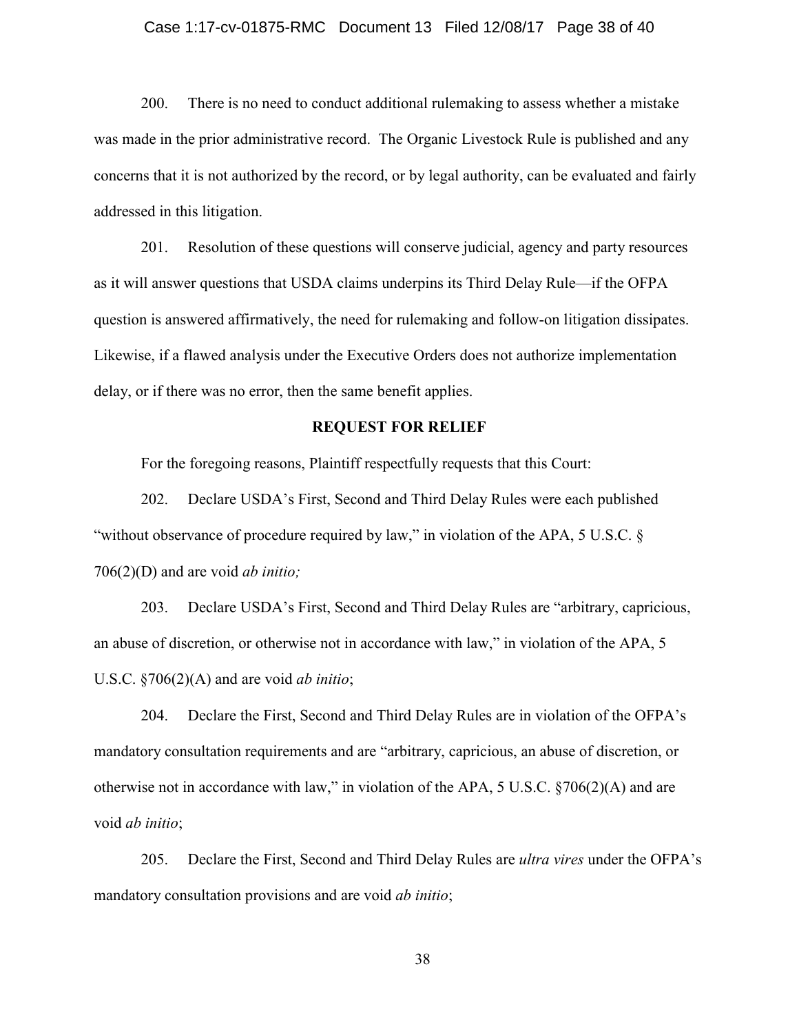200. There is no need to conduct additional rulemaking to assess whether a mistake was made in the prior administrative record. The Organic Livestock Rule is published and any concerns that it is not authorized by the record, or by legal authority, can be evaluated and fairly addressed in this litigation.

201. Resolution of these questions will conserve judicial, agency and party resources as it will answer questions that USDA claims underpins its Third Delay Rule—if the OFPA question is answered affirmatively, the need for rulemaking and follow-on litigation dissipates. Likewise, if a flawed analysis under the Executive Orders does not authorize implementation delay, or if there was no error, then the same benefit applies.

**REQUEST FOR RELIEF**

For the foregoing reasons, Plaintiff respectfully requests that this Court:

202. Declare USDA's First, Second and Third Delay Rules were each published "without observance of procedure required by law," in violation of the APA, 5 U.S.C. § 706(2)(D) and are void *ab initio;*

203. Declare USDA's First, Second and Third Delay Rules are "arbitrary, capricious, an abuse of discretion, or otherwise not in accordance with law," in violation of the APA, 5 U.S.C. §706(2)(A) and are void *ab initio*;

204. Declare the First, Second and Third Delay Rules are in violation of the OFPA's mandatory consultation requirements and are "arbitrary, capricious, an abuse of discretion, or otherwise not in accordance with law," in violation of the APA, 5 U.S.C. §706(2)(A) and are void *ab initio*;

205. Declare the First, Second and Third Delay Rules are *ultra vires* under the OFPA's mandatory consultation provisions and are void *ab initio*;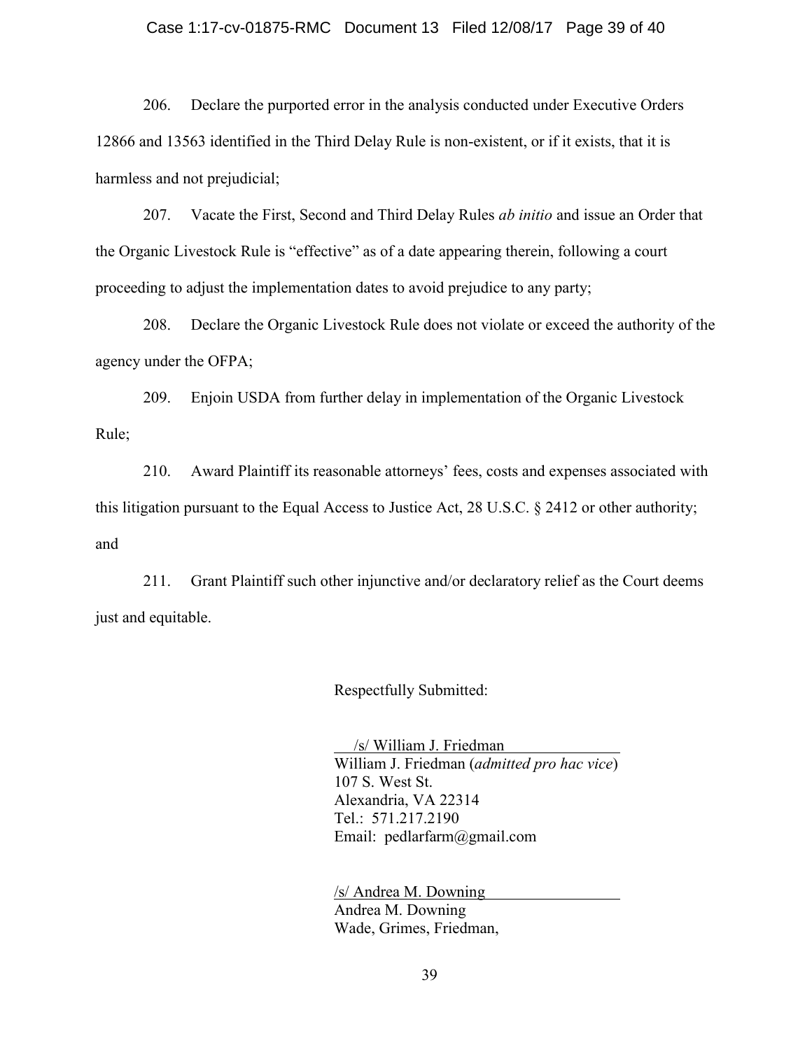206. Declare the purported error in the analysis conducted under Executive Orders 12866 and 13563 identified in the Third Delay Rule is non-existent, or if it exists, that it is harmless and not prejudicial;

207. Vacate the First, Second and Third Delay Rules *ab initio* and issue an Order that the Organic Livestock Rule is "effective" as of a date appearing therein, following a court proceeding to adjust the implementation dates to avoid prejudice to any party;

208. Declare the Organic Livestock Rule does not violate or exceed the authority of the agency under the OFPA;

209. Enjoin USDA from further delay in implementation of the Organic Livestock Rule;

210. Award Plaintiff its reasonable attorneys' fees, costs and expenses associated with this litigation pursuant to the Equal Access to Justice Act, 28 U.S.C. § 2412 or other authority; and

211. Grant Plaintiff such other injunctive and/or declaratory relief as the Court deems just and equitable.

Respectfully Submitted:

/s/ William J. Friedman
William J. Friedman (*admitted pro hac vice*)
107 S. West St.
Alexandria, VA 22314
Tel.: 571.217.2190
Email: pedlarfarm@gmail.com

/s/ Andrea M. Downing
Andrea M. Downing
Wade, Grimes, Friedman,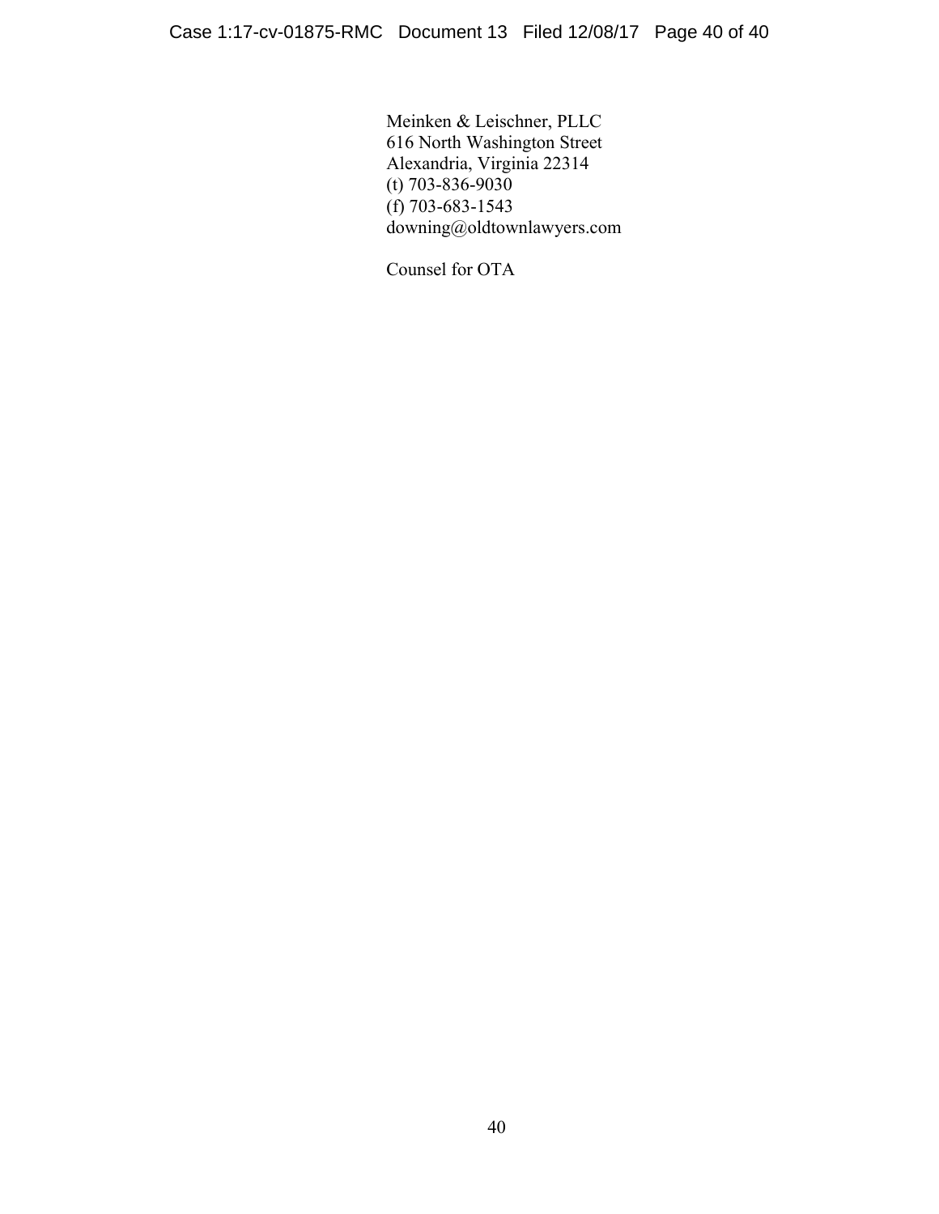Meinken & Leischner, PLLC
616 North Washington Street
Alexandria, Virginia 22314
(t) 703-836-9030
(f) 703-683-1543
downing@oldtownlawyers.com

Counsel for OTA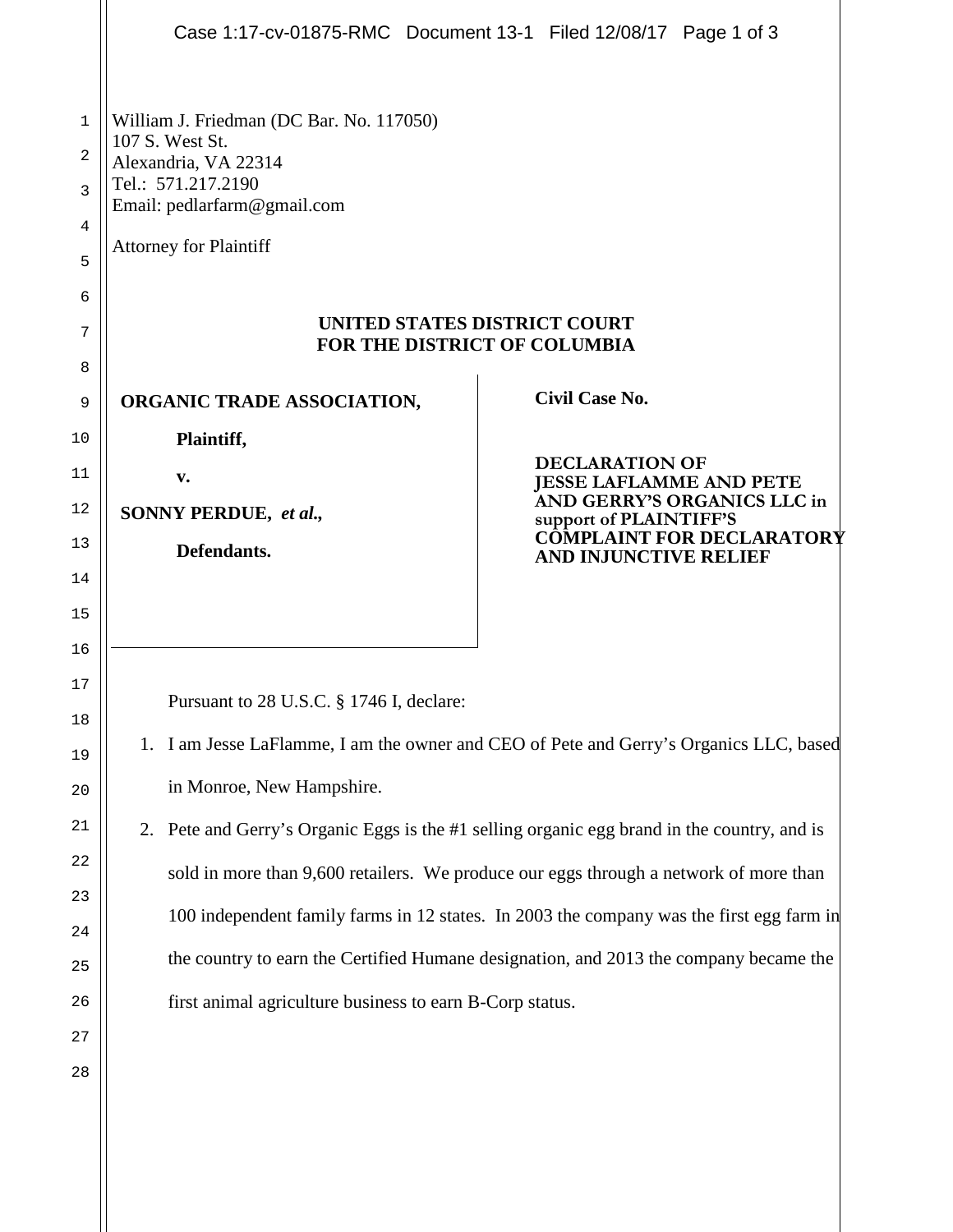William J. Friedman (DC Bar. No. 117050)
107 S. West St.
Alexandria, VA 22314
Tel.: 571.217.2190
Email: pedlarfarm@gmail.com

Attorney for Plaintiff

**UNITED STATES DISTRICT COURT**
**FOR THE DISTRICT OF COLUMBIA**

| | |
|---|---|
| **ORGANIC TRADE ASSOCIATION,**<br><br>**Plaintiff,**<br><br>**v.**<br><br>**SONNY PERDUE,** ***et al.*****,**<br><br>**Defendants.** | **Civil Case No.**<br><br>**DECLARATION OF JESSE LAFLAMME AND PETE AND GERRY'S ORGANICS LLC in support of PLAINTIFF'S COMPLAINT FOR DECLARATORY AND INJUNCTIVE RELIEF** |

Pursuant to 28 U.S.C. § 1746 I, declare:

1. I am Jesse LaFlamme, I am the owner and CEO of Pete and Gerry's Organics LLC, based in Monroe, New Hampshire.
2. Pete and Gerry's Organic Eggs is the #1 selling organic egg brand in the country, and is sold in more than 9,600 retailers. We produce our eggs through a network of more than 100 independent family farms in 12 states. In 2003 the company was the first egg farm in the country to earn the Certified Humane designation, and 2013 the company became the first animal agriculture business to earn B-Corp status.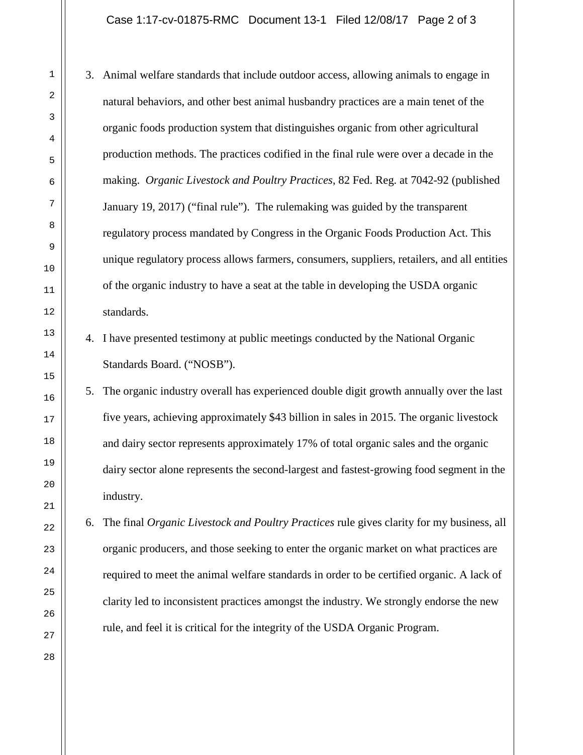3. Animal welfare standards that include outdoor access, allowing animals to engage in natural behaviors, and other best animal husbandry practices are a main tenet of the organic foods production system that distinguishes organic from other agricultural production methods. The practices codified in the final rule were over a decade in the making. *Organic Livestock and Poultry Practices*, 82 Fed. Reg. at 7042-92 (published January 19, 2017) ("final rule"). The rulemaking was guided by the transparent regulatory process mandated by Congress in the Organic Foods Production Act. This unique regulatory process allows farmers, consumers, suppliers, retailers, and all entities of the organic industry to have a seat at the table in developing the USDA organic standards.

4. I have presented testimony at public meetings conducted by the National Organic Standards Board. ("NOSB").

5. The organic industry overall has experienced double digit growth annually over the last five years, achieving approximately $43 billion in sales in 2015. The organic livestock and dairy sector represents approximately 17% of total organic sales and the organic dairy sector alone represents the second-largest and fastest-growing food segment in the industry.

6. The final *Organic Livestock and Poultry Practices* rule gives clarity for my business, all organic producers, and those seeking to enter the organic market on what practices are required to meet the animal welfare standards in order to be certified organic. A lack of clarity led to inconsistent practices amongst the industry. We strongly endorse the new rule, and feel it is critical for the integrity of the USDA Organic Program.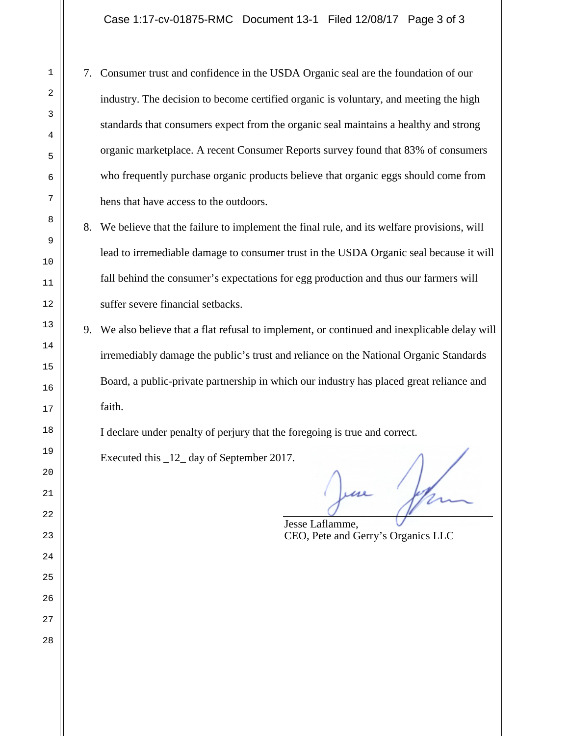7. Consumer trust and confidence in the USDA Organic seal are the foundation of our industry. The decision to become certified organic is voluntary, and meeting the high standards that consumers expect from the organic seal maintains a healthy and strong organic marketplace. A recent Consumer Reports survey found that 83% of consumers who frequently purchase organic products believe that organic eggs should come from hens that have access to the outdoors.
8. We believe that the failure to implement the final rule, and its welfare provisions, will lead to irremediable damage to consumer trust in the USDA Organic seal because it will fall behind the consumer's expectations for egg production and thus our farmers will suffer severe financial setbacks.
9. We also believe that a flat refusal to implement, or continued and inexplicable delay will irremediably damage the public's trust and reliance on the National Organic Standards Board, a public-private partnership in which our industry has placed great reliance and faith.

I declare under penalty of perjury that the foregoing is true and correct.

Executed this _12_ day of September 2017.

Jesse Laflamme,
CEO, Pete and Gerry's Organics LLC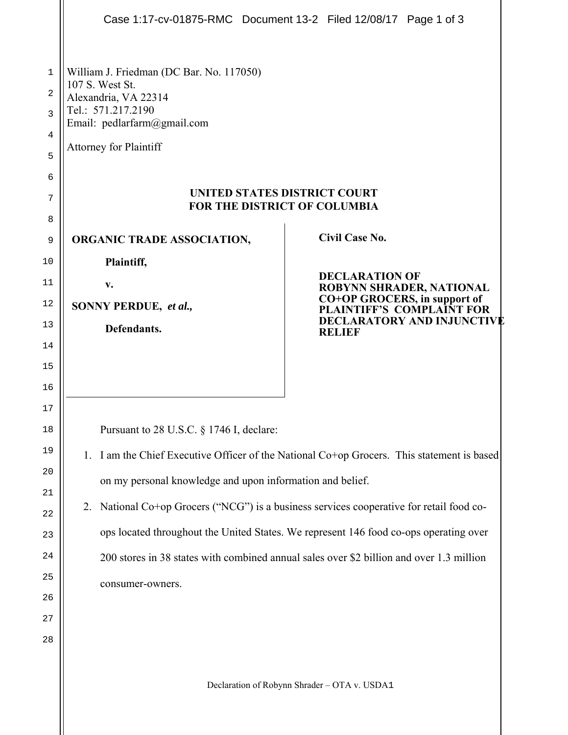William J. Friedman (DC Bar. No. 117050)
107 S. West St.
Alexandria, VA 22314
Tel.: 571.217.2190
Email: pedlarfarm@gmail.com

Attorney for Plaintiff

**UNITED STATES DISTRICT COURT**
**FOR THE DISTRICT OF COLUMBIA**

| | |
|---|---|
| **ORGANIC TRADE ASSOCIATION,**<br><br>**Plaintiff,**<br><br>**v.**<br><br>**SONNY PERDUE, *et al.,***<br><br>**Defendants.** | **Civil Case No.**<br><br>**DECLARATION OF ROBYNN SHRADER, NATIONAL CO+OP GROCERS, in support of PLAINTIFF'S COMPLAINT FOR DECLARATORY AND INJUNCTIVE RELIEF** |

Pursuant to 28 U.S.C. § 1746 I, declare:

1. I am the Chief Executive Officer of the National Co+op Grocers. This statement is based on my personal knowledge and upon information and belief.
2. National Co+op Grocers ("NCG") is a business services cooperative for retail food co-ops located throughout the United States. We represent 146 food co-ops operating over 200 stores in 38 states with combined annual sales over $2 billion and over 1.3 million consumer-owners.

Declaration of Robynn Shrader – OTA v. USDA1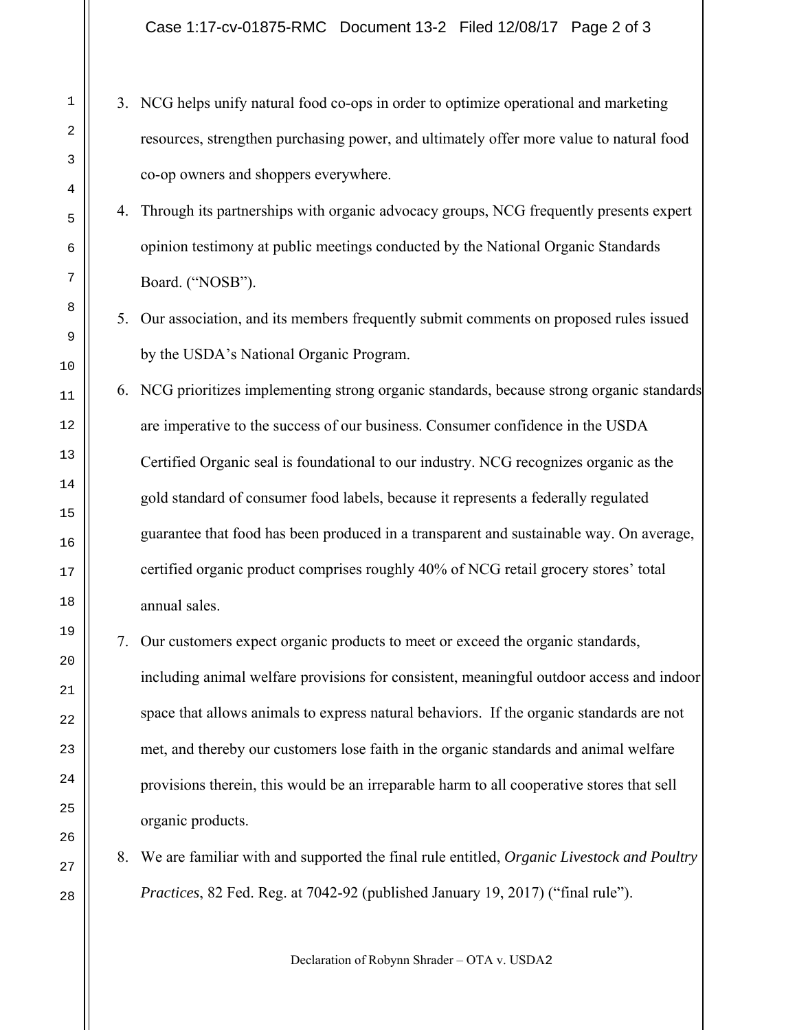3. NCG helps unify natural food co-ops in order to optimize operational and marketing resources, strengthen purchasing power, and ultimately offer more value to natural food co-op owners and shoppers everywhere.
4. Through its partnerships with organic advocacy groups, NCG frequently presents expert opinion testimony at public meetings conducted by the National Organic Standards Board. ("NOSB").
5. Our association, and its members frequently submit comments on proposed rules issued by the USDA's National Organic Program.
6. NCG prioritizes implementing strong organic standards, because strong organic standards are imperative to the success of our business. Consumer confidence in the USDA Certified Organic seal is foundational to our industry. NCG recognizes organic as the gold standard of consumer food labels, because it represents a federally regulated guarantee that food has been produced in a transparent and sustainable way. On average, certified organic product comprises roughly 40% of NCG retail grocery stores' total annual sales.
7. Our customers expect organic products to meet or exceed the organic standards, including animal welfare provisions for consistent, meaningful outdoor access and indoor space that allows animals to express natural behaviors. If the organic standards are not met, and thereby our customers lose faith in the organic standards and animal welfare provisions therein, this would be an irreparable harm to all cooperative stores that sell organic products.
8. We are familiar with and supported the final rule entitled, *Organic Livestock and Poultry Practices*, 82 Fed. Reg. at 7042-92 (published January 19, 2017) ("final rule").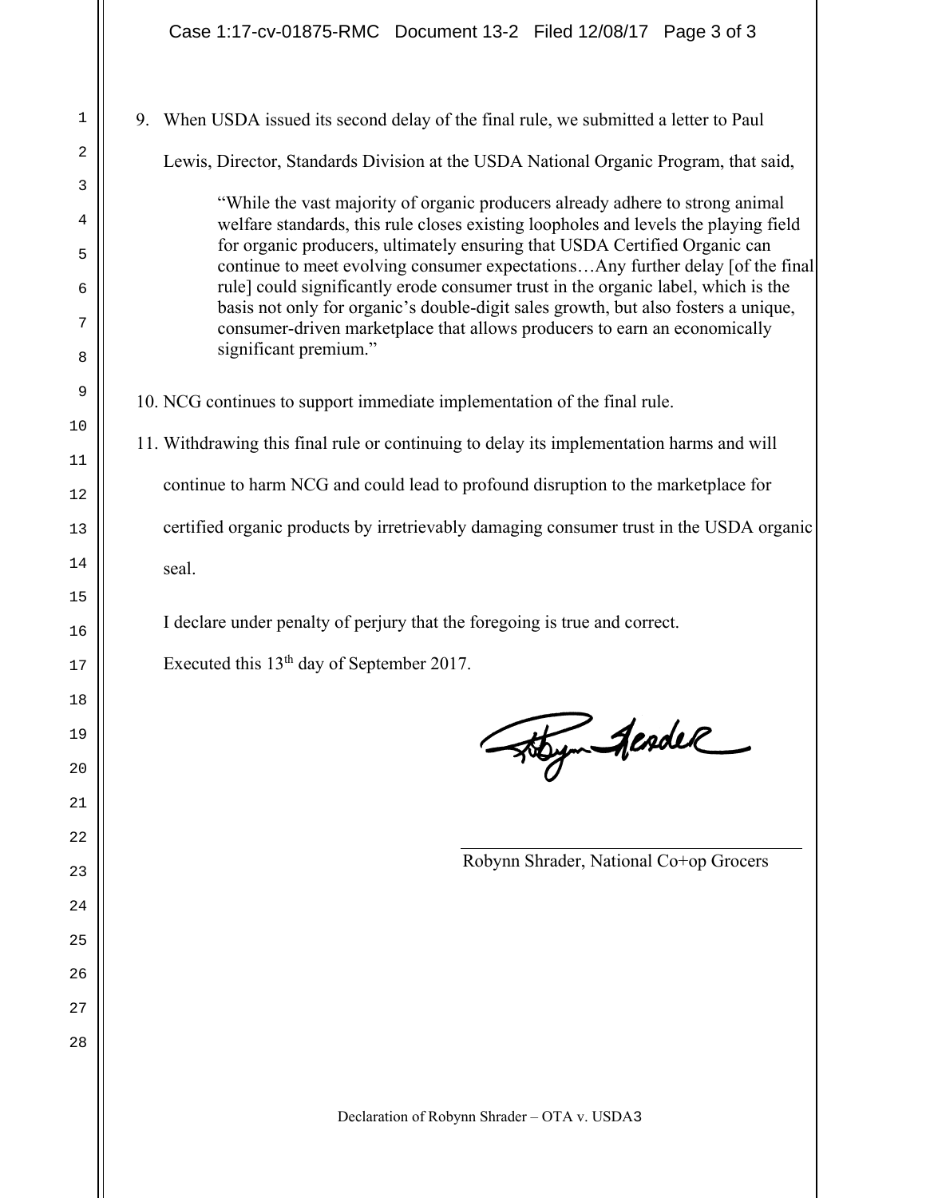9. When USDA issued its second delay of the final rule, we submitted a letter to Paul Lewis, Director, Standards Division at the USDA National Organic Program, that said,

> "While the vast majority of organic producers already adhere to strong animal welfare standards, this rule closes existing loopholes and levels the playing field for organic producers, ultimately ensuring that USDA Certified Organic can continue to meet evolving consumer expectations…Any further delay [of the final rule] could significantly erode consumer trust in the organic label, which is the basis not only for organic's double-digit sales growth, but also fosters a unique, consumer-driven marketplace that allows producers to earn an economically significant premium."

10. NCG continues to support immediate implementation of the final rule.

11. Withdrawing this final rule or continuing to delay its implementation harms and will continue to harm NCG and could lead to profound disruption to the marketplace for certified organic products by irretrievably damaging consumer trust in the USDA organic seal.

I declare under penalty of perjury that the foregoing is true and correct.

Executed this 13th day of September 2017.

Robynn Shrader, National Co+op Grocers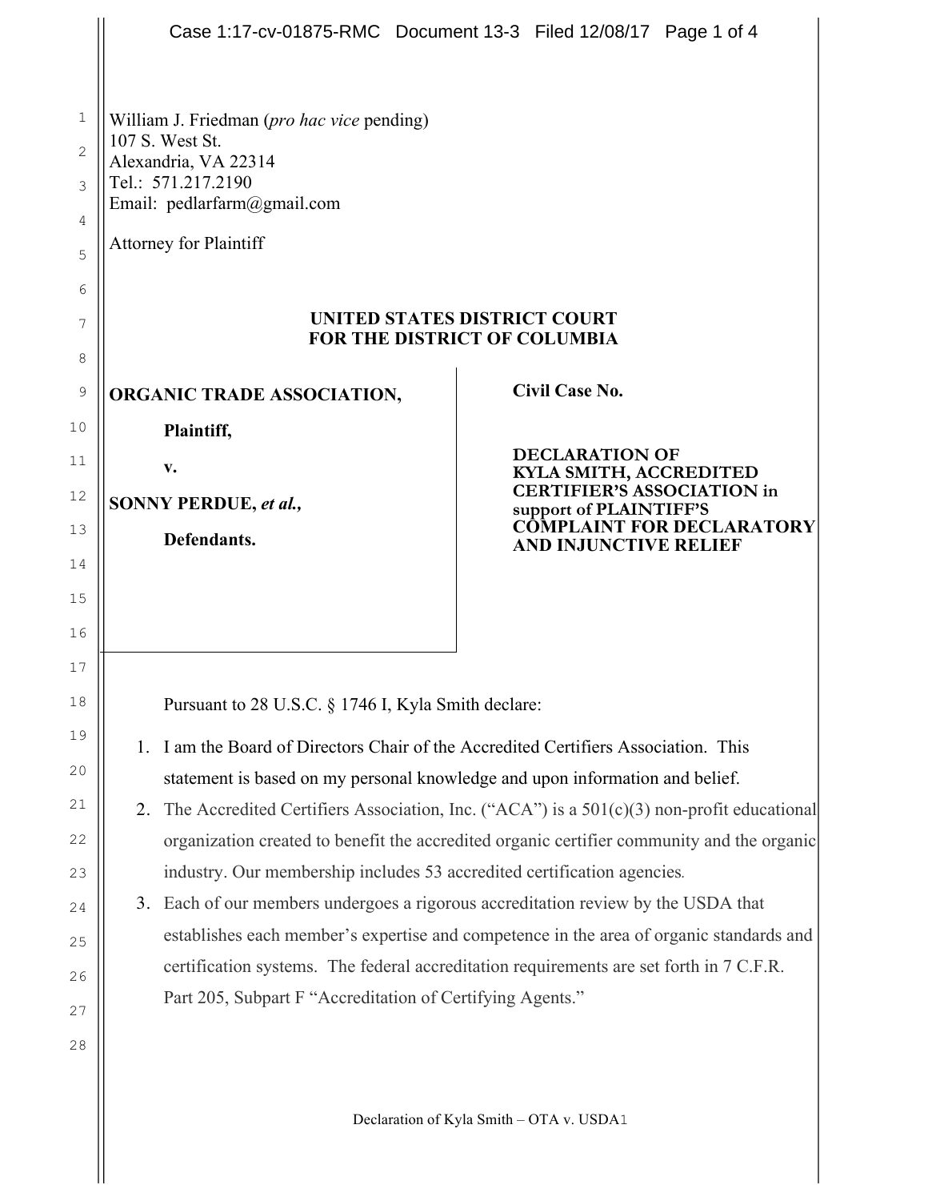William J. Friedman (*pro hac vice* pending)
107 S. West St.
Alexandria, VA 22314
Tel.: 571.217.2190
Email: pedlarfarm@gmail.com

Attorney for Plaintiff

**UNITED STATES DISTRICT COURT**
**FOR THE DISTRICT OF COLUMBIA**

| | |
|---|---|
| **ORGANIC TRADE ASSOCIATION,**<br><br>**Plaintiff,**<br><br>**v.**<br><br>**SONNY PERDUE, *et al.*,**<br><br>**Defendants.** | **Civil Case No.**<br><br>**DECLARATION OF KYLA SMITH, ACCREDITED CERTIFIER'S ASSOCIATION in support of PLAINTIFF'S COMPLAINT FOR DECLARATORY AND INJUNCTIVE RELIEF** |

Pursuant to 28 U.S.C. § 1746 I, Kyla Smith declare:

1. I am the Board of Directors Chair of the Accredited Certifiers Association. This statement is based on my personal knowledge and upon information and belief.
2. The Accredited Certifiers Association, Inc. ("ACA") is a 501(c)(3) non-profit educational organization created to benefit the accredited organic certifier community and the organic industry. Our membership includes 53 accredited certification agencies.
3. Each of our members undergoes a rigorous accreditation review by the USDA that establishes each member's expertise and competence in the area of organic standards and certification systems. The federal accreditation requirements are set forth in 7 C.F.R. Part 205, Subpart F "Accreditation of Certifying Agents."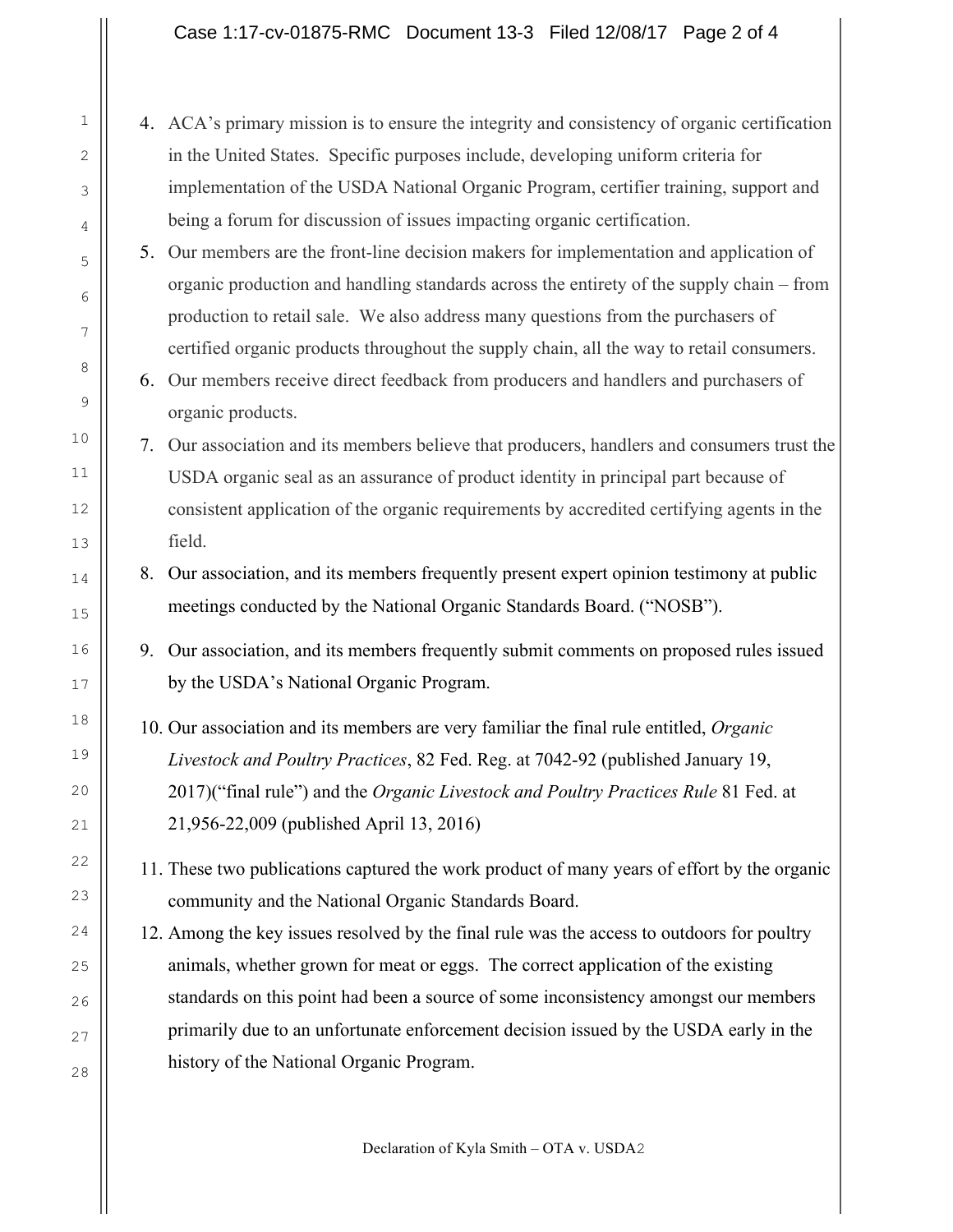4. ACA's primary mission is to ensure the integrity and consistency of organic certification in the United States. Specific purposes include, developing uniform criteria for implementation of the USDA National Organic Program, certifier training, support and being a forum for discussion of issues impacting organic certification.
5. Our members are the front-line decision makers for implementation and application of organic production and handling standards across the entirety of the supply chain – from production to retail sale. We also address many questions from the purchasers of certified organic products throughout the supply chain, all the way to retail consumers.
6. Our members receive direct feedback from producers and handlers and purchasers of organic products.
7. Our association and its members believe that producers, handlers and consumers trust the USDA organic seal as an assurance of product identity in principal part because of consistent application of the organic requirements by accredited certifying agents in the field.
8. Our association, and its members frequently present expert opinion testimony at public meetings conducted by the National Organic Standards Board. ("NOSB").
9. Our association, and its members frequently submit comments on proposed rules issued by the USDA's National Organic Program.
10. Our association and its members are very familiar the final rule entitled, *Organic Livestock and Poultry Practices*, 82 Fed. Reg. at 7042-92 (published January 19, 2017)("final rule") and the *Organic Livestock and Poultry Practices Rule* 81 Fed. at 21,956-22,009 (published April 13, 2016)
11. These two publications captured the work product of many years of effort by the organic community and the National Organic Standards Board.
12. Among the key issues resolved by the final rule was the access to outdoors for poultry animals, whether grown for meat or eggs. The correct application of the existing standards on this point had been a source of some inconsistency amongst our members primarily due to an unfortunate enforcement decision issued by the USDA early in the history of the National Organic Program.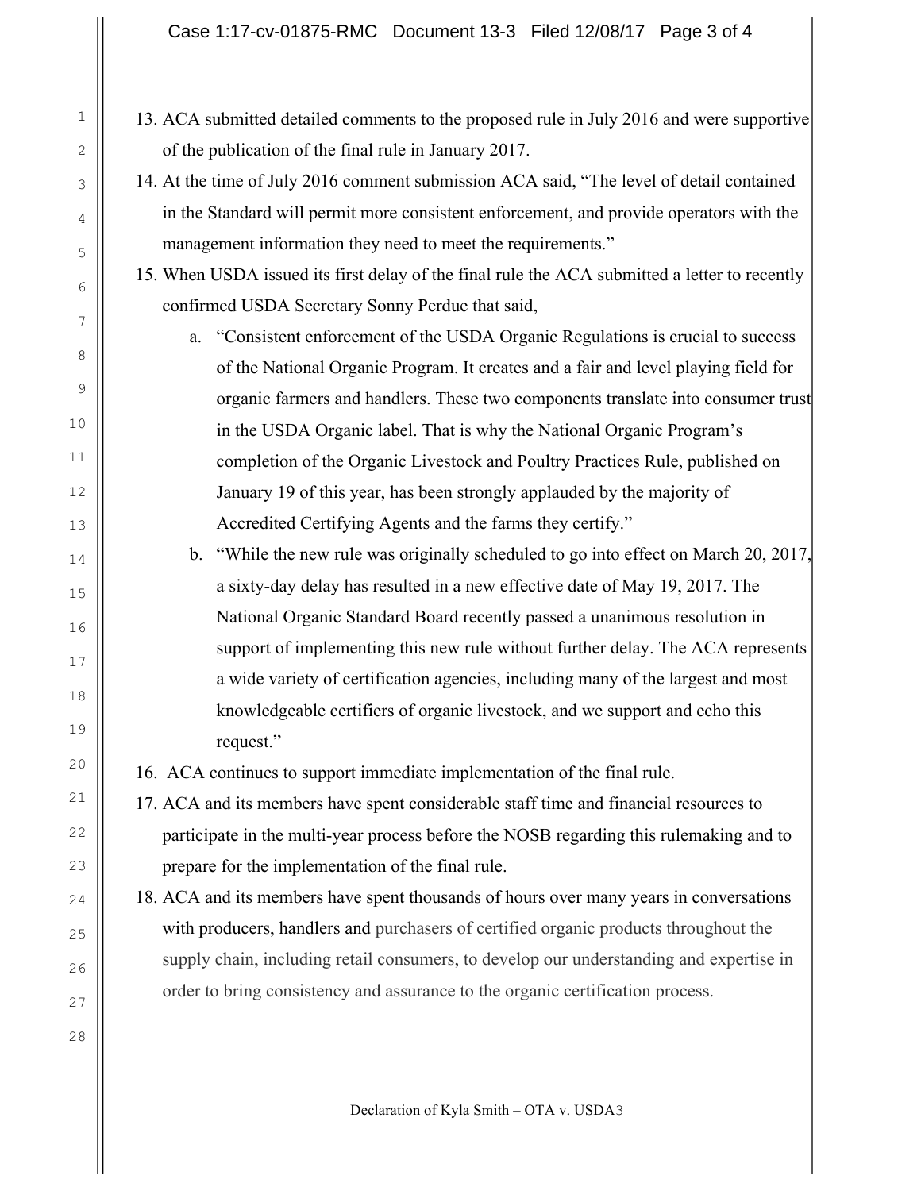13. ACA submitted detailed comments to the proposed rule in July 2016 and were supportive of the publication of the final rule in January 2017.
14. At the time of July 2016 comment submission ACA said, "The level of detail contained in the Standard will permit more consistent enforcement, and provide operators with the management information they need to meet the requirements."
15. When USDA issued its first delay of the final rule the ACA submitted a letter to recently confirmed USDA Secretary Sonny Perdue that said,
    a. "Consistent enforcement of the USDA Organic Regulations is crucial to success of the National Organic Program. It creates and a fair and level playing field for organic farmers and handlers. These two components translate into consumer trust in the USDA Organic label. That is why the National Organic Program's completion of the Organic Livestock and Poultry Practices Rule, published on January 19 of this year, has been strongly applauded by the majority of Accredited Certifying Agents and the farms they certify."
    b. "While the new rule was originally scheduled to go into effect on March 20, 2017, a sixty-day delay has resulted in a new effective date of May 19, 2017. The National Organic Standard Board recently passed a unanimous resolution in support of implementing this new rule without further delay. The ACA represents a wide variety of certification agencies, including many of the largest and most knowledgeable certifiers of organic livestock, and we support and echo this request."
16. ACA continues to support immediate implementation of the final rule.
17. ACA and its members have spent considerable staff time and financial resources to participate in the multi-year process before the NOSB regarding this rulemaking and to prepare for the implementation of the final rule.
18. ACA and its members have spent thousands of hours over many years in conversations with producers, handlers and purchasers of certified organic products throughout the supply chain, including retail consumers, to develop our understanding and expertise in order to bring consistency and assurance to the organic certification process.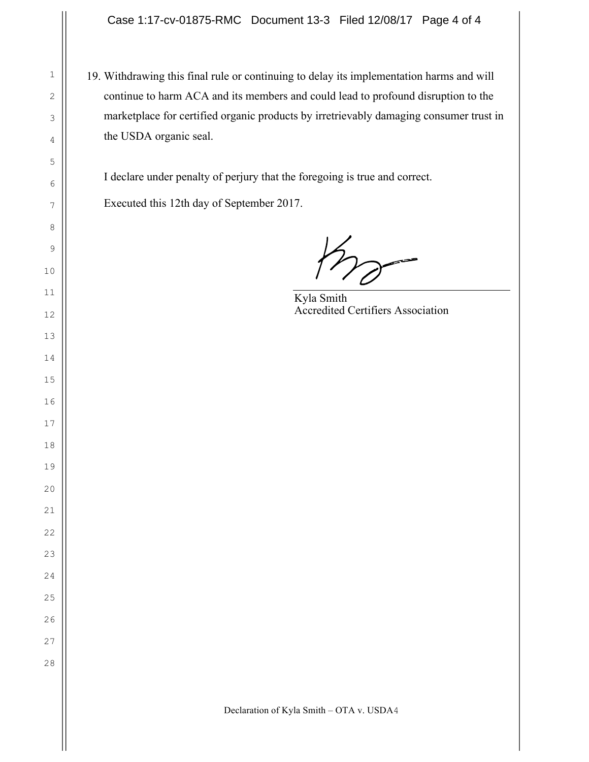19. Withdrawing this final rule or continuing to delay its implementation harms and will continue to harm ACA and its members and could lead to profound disruption to the marketplace for certified organic products by irretrievably damaging consumer trust in the USDA organic seal.

I declare under penalty of perjury that the foregoing is true and correct.

Executed this 12th day of September 2017.

Kyla Smith
Accredited Certifiers Association